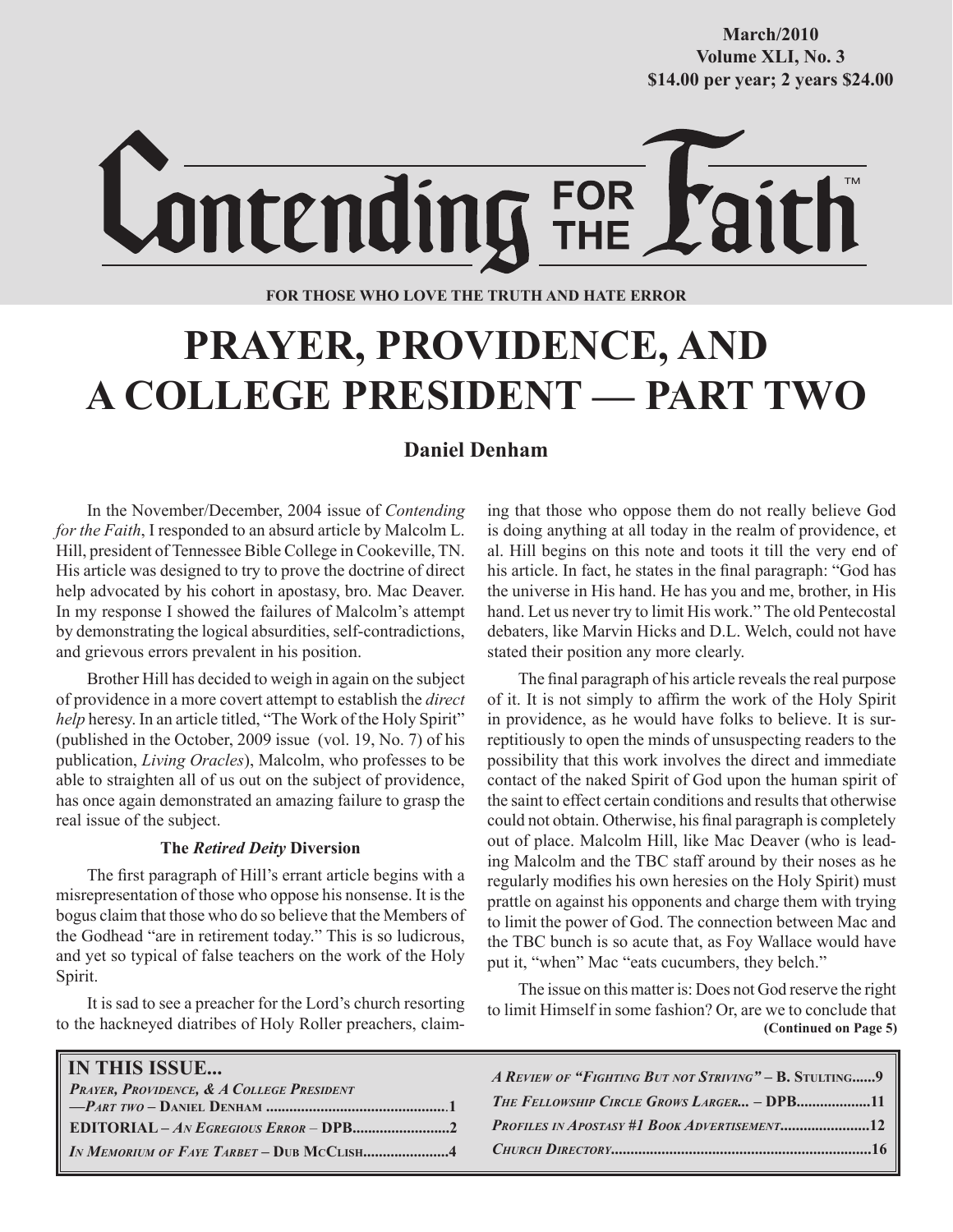March/2010
Volume XLI, No. 3
$14.00 per year; 2 years $24.00

# Contending FOR THE Faith™

**FOR THOSE WHO LOVE THE TRUTH AND HATE ERROR**

# PRAYER, PROVIDENCE, AND A COLLEGE PRESIDENT — PART TWO

**Daniel Denham**

In the November/December, 2004 issue of *Contending for the Faith*, I responded to an absurd article by Malcolm L. Hill, president of Tennessee Bible College in Cookeville, TN. His article was designed to try to prove the doctrine of direct help advocated by his cohort in apostasy, bro. Mac Deaver. In my response I showed the failures of Malcolm's attempt by demonstrating the logical absurdities, self-contradictions, and grievous errors prevalent in his position.

Brother Hill has decided to weigh in again on the subject of providence in a more covert attempt to establish the *direct help* heresy. In an article titled, "The Work of the Holy Spirit" (published in the October, 2009 issue (vol. 19, No. 7) of his publication, *Living Oracles*), Malcolm, who professes to be able to straighten all of us out on the subject of providence, has once again demonstrated an amazing failure to grasp the real issue of the subject.

### The *Retired Deity* Diversion

The first paragraph of Hill's errant article begins with a misrepresentation of those who oppose his nonsense. It is the bogus claim that those who do so believe that the Members of the Godhead "are in retirement today." This is so ludicrous, and yet so typical of false teachers on the work of the Holy Spirit.

It is sad to see a preacher for the Lord's church resorting to the hackneyed diatribes of Holy Roller preachers, claiming that those who oppose them do not really believe God is doing anything at all today in the realm of providence, et al. Hill begins on this note and toots it till the very end of his article. In fact, he states in the final paragraph: "God has the universe in His hand. He has you and me, brother, in His hand. Let us never try to limit His work." The old Pentecostal debaters, like Marvin Hicks and D.L. Welch, could not have stated their position any more clearly.

The final paragraph of his article reveals the real purpose of it. It is not simply to affirm the work of the Holy Spirit in providence, as he would have folks to believe. It is surreptitiously to open the minds of unsuspecting readers to the possibility that this work involves the direct and immediate contact of the naked Spirit of God upon the human spirit of the saint to effect certain conditions and results that otherwise could not obtain. Otherwise, his final paragraph is completely out of place. Malcolm Hill, like Mac Deaver (who is leading Malcolm and the TBC staff around by their noses as he regularly modifies his own heresies on the Holy Spirit) must prattle on against his opponents and charge them with trying to limit the power of God. The connection between Mac and the TBC bunch is so acute that, as Foy Wallace would have put it, "when" Mac "eats cucumbers, they belch."

The issue on this matter is: Does not God reserve the right to limit Himself in some fashion? Or, are we to conclude that

**(Continued on Page 5)**

**IN THIS ISSUE...**

- *Prayer, Providence, & A College President —Part two* – Daniel Denham ....1
- **EDITORIAL** – *An Egregious Error* – **DPB** ....2
- *In Memorium of Faye Tarbet* – Dub McClish ....4
- *A Review of "Fighting But not Striving"* – **B. Stulting** ....9
- *The Fellowship Circle Grows Larger...* – **DPB** ....11
- *Profiles in Apostasy #1 Book Advertisement* ....12
- *Church Directory* ....16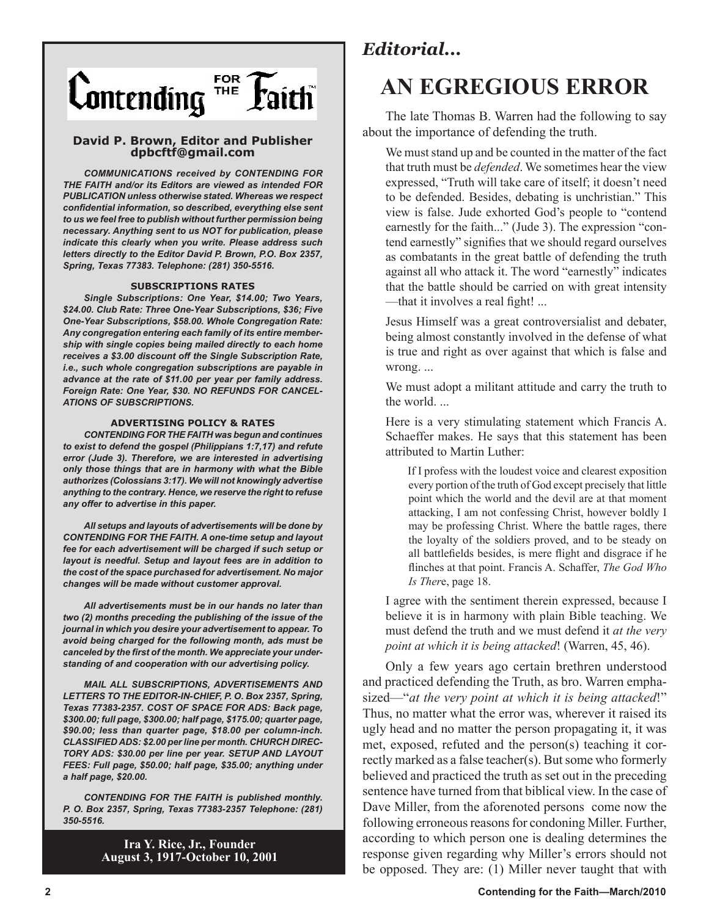# Contending FOR THE Faith™

**David P. Brown, Editor and Publisher**
**dpbcftf@gmail.com**

***COMMUNICATIONS received by CONTENDING FOR THE FAITH and/or its Editors are viewed as intended FOR PUBLICATION unless otherwise stated. Whereas we respect confidential information, so described, everything else sent to us we feel free to publish without further permission being necessary. Anything sent to us NOT for publication, please indicate this clearly when you write. Please address such letters directly to the Editor David P. Brown, P.O. Box 2357, Spring, Texas 77383. Telephone: (281) 350-5516.***

**SUBSCRIPTIONS RATES**

***Single Subscriptions: One Year, $14.00; Two Years, $24.00. Club Rate: Three One-Year Subscriptions, $36; Five One-Year Subscriptions, $58.00. Whole Congregation Rate: Any congregation entering each family of its entire membership with single copies being mailed directly to each home receives a $3.00 discount off the Single Subscription Rate, i.e., such whole congregation subscriptions are payable in advance at the rate of $11.00 per year per family address. Foreign Rate: One Year, $30. NO REFUNDS FOR CANCELATIONS OF SUBSCRIPTIONS.***

**ADVERTISING POLICY & RATES**

***CONTENDING FOR THE FAITH was begun and continues to exist to defend the gospel (Philippians 1:7,17) and refute error (Jude 3). Therefore, we are interested in advertising only those things that are in harmony with what the Bible authorizes (Colossians 3:17). We will not knowingly advertise anything to the contrary. Hence, we reserve the right to refuse any offer to advertise in this paper.***

***All setups and layouts of advertisements will be done by CONTENDING FOR THE FAITH. A one-time setup and layout fee for each advertisement will be charged if such setup or layout is needful. Setup and layout fees are in addition to the cost of the space purchased for advertisement. No major changes will be made without customer approval.***

***All advertisements must be in our hands no later than two (2) months preceding the publishing of the issue of the journal in which you desire your advertisement to appear. To avoid being charged for the following month, ads must be canceled by the first of the month. We appreciate your understanding of and cooperation with our advertising policy.***

***MAIL ALL SUBSCRIPTIONS, ADVERTISEMENTS AND LETTERS TO THE EDITOR-IN-CHIEF, P. O. Box 2357, Spring, Texas 77383-2357. COST OF SPACE FOR ADS: Back page, $300.00; full page, $300.00; half page, $175.00; quarter page, $90.00; less than quarter page, $18.00 per column-inch. CLASSIFIED ADS: $2.00 per line per month. CHURCH DIRECTORY ADS: $30.00 per line per year. SETUP AND LAYOUT FEES: Full page, $50.00; half page, $35.00; anything under a half page, $20.00.***

***CONTENDING FOR THE FAITH is published monthly. P. O. Box 2357, Spring, Texas 77383-2357 Telephone: (281) 350-5516.***

**Ira Y. Rice, Jr., Founder**
**August 3, 1917-October 10, 2001**

## *Editorial...*

# AN EGREGIOUS ERROR

The late Thomas B. Warren had the following to say about the importance of defending the truth.

> We must stand up and be counted in the matter of the fact that truth must be *defended*. We sometimes hear the view expressed, "Truth will take care of itself; it doesn't need to be defended. Besides, debating is unchristian." This view is false. Jude exhorted God's people to "contend earnestly for the faith..." (Jude 3). The expression "contend earnestly" signifies that we should regard ourselves as combatants in the great battle of defending the truth against all who attack it. The word "earnestly" indicates that the battle should be carried on with great intensity —that it involves a real fight! ...
>
> Jesus Himself was a great controversialist and debater, being almost constantly involved in the defense of what is true and right as over against that which is false and wrong. ...
>
> We must adopt a militant attitude and carry the truth to the world. ...
>
> Here is a very stimulating statement which Francis A. Schaeffer makes. He says that this statement has been attributed to Martin Luther:
>
> > If I profess with the loudest voice and clearest exposition every portion of the truth of God except precisely that little point which the world and the devil are at that moment attacking, I am not confessing Christ, however boldly I may be professing Christ. Where the battle rages, there the loyalty of the soldiers proved, and to be steady on all battlefields besides, is mere flight and disgrace if he flinches at that point. Francis A. Schaffer, *The God Who Is Ther*e, page 18.
>
> I agree with the sentiment therein expressed, because I believe it is in harmony with plain Bible teaching. We must defend the truth and we must defend it *at the very point at which it is being attacked*! (Warren, 45, 46).

Only a few years ago certain brethren understood and practiced defending the Truth, as bro. Warren emphasized—"*at the very point at which it is being attacked*!" Thus, no matter what the error was, wherever it raised its ugly head and no matter the person propagating it, it was met, exposed, refuted and the person(s) teaching it correctly marked as a false teacher(s). But some who formerly believed and practiced the truth as set out in the preceding sentence have turned from that biblical view. In the case of Dave Miller, from the aforenoted persons come now the following erroneous reasons for condoning Miller. Further, according to which person one is dealing determines the response given regarding why Miller's errors should not be opposed. They are: (1) Miller never taught that with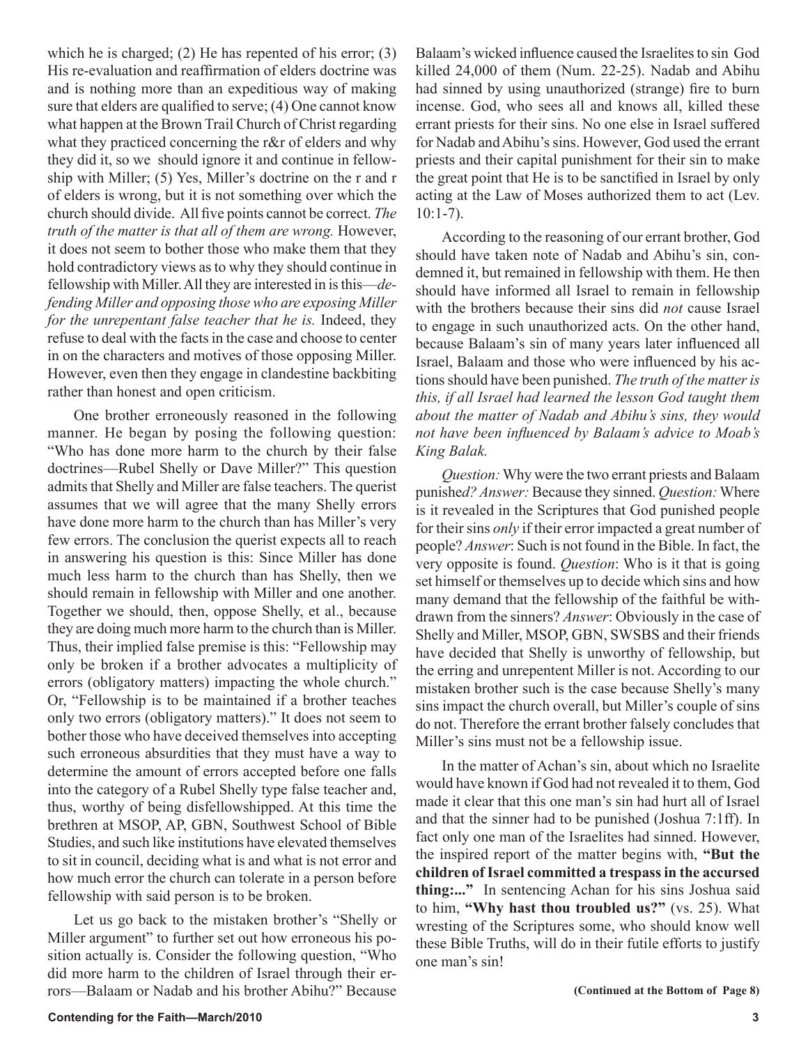which he is charged; (2) He has repented of his error; (3) His re-evaluation and reaffirmation of elders doctrine was and is nothing more than an expeditious way of making sure that elders are qualified to serve; (4) One cannot know what happen at the Brown Trail Church of Christ regarding what they practiced concerning the r&r of elders and why they did it, so we should ignore it and continue in fellowship with Miller; (5) Yes, Miller's doctrine on the r and r of elders is wrong, but it is not something over which the church should divide. All five points cannot be correct. *The truth of the matter is that all of them are wrong.* However, it does not seem to bother those who make them that they hold contradictory views as to why they should continue in fellowship with Miller. All they are interested in is this—*defending Miller and opposing those who are exposing Miller for the unrepentant false teacher that he is.* Indeed, they refuse to deal with the facts in the case and choose to center in on the characters and motives of those opposing Miller. However, even then they engage in clandestine backbiting rather than honest and open criticism.

One brother erroneously reasoned in the following manner. He began by posing the following question: "Who has done more harm to the church by their false doctrines—Rubel Shelly or Dave Miller?" This question admits that Shelly and Miller are false teachers. The querist assumes that we will agree that the many Shelly errors have done more harm to the church than has Miller's very few errors. The conclusion the querist expects all to reach in answering his question is this: Since Miller has done much less harm to the church than has Shelly, then we should remain in fellowship with Miller and one another. Together we should, then, oppose Shelly, et al., because they are doing much more harm to the church than is Miller. Thus, their implied false premise is this: "Fellowship may only be broken if a brother advocates a multiplicity of errors (obligatory matters) impacting the whole church." Or, "Fellowship is to be maintained if a brother teaches only two errors (obligatory matters)." It does not seem to bother those who have deceived themselves into accepting such erroneous absurdities that they must have a way to determine the amount of errors accepted before one falls into the category of a Rubel Shelly type false teacher and, thus, worthy of being disfellowshipped. At this time the brethren at MSOP, AP, GBN, Southwest School of Bible Studies, and such like institutions have elevated themselves to sit in council, deciding what is and what is not error and how much error the church can tolerate in a person before fellowship with said person is to be broken.

Let us go back to the mistaken brother's "Shelly or Miller argument" to further set out how erroneous his position actually is. Consider the following question, "Who did more harm to the children of Israel through their errors—Balaam or Nadab and his brother Abihu?" Because Balaam's wicked influence caused the Israelites to sin God killed 24,000 of them (Num. 22-25). Nadab and Abihu had sinned by using unauthorized (strange) fire to burn incense. God, who sees all and knows all, killed these errant priests for their sins. No one else in Israel suffered for Nadab and Abihu's sins. However, God used the errant priests and their capital punishment for their sin to make the great point that He is to be sanctified in Israel by only acting at the Law of Moses authorized them to act (Lev. 10:1-7).

According to the reasoning of our errant brother, God should have taken note of Nadab and Abihu's sin, condemned it, but remained in fellowship with them. He then should have informed all Israel to remain in fellowship with the brothers because their sins did *not* cause Israel to engage in such unauthorized acts. On the other hand, because Balaam's sin of many years later influenced all Israel, Balaam and those who were influenced by his actions should have been punished. *The truth of the matter is this, if all Israel had learned the lesson God taught them about the matter of Nadab and Abihu's sins, they would not have been influenced by Balaam's advice to Moab's King Balak.*

*Question:* Why were the two errant priests and Balaam punish*ed? Answer:* Because they sinned. *Question:* Where is it revealed in the Scriptures that God punished people for their sins *only* if their error impacted a great number of people? *Answer*: Such is not found in the Bible. In fact, the very opposite is found. *Question*: Who is it that is going set himself or themselves up to decide which sins and how many demand that the fellowship of the faithful be withdrawn from the sinners? *Answer*: Obviously in the case of Shelly and Miller, MSOP, GBN, SWSBS and their friends have decided that Shelly is unworthy of fellowship, but the erring and unrepentent Miller is not. According to our mistaken brother such is the case because Shelly's many sins impact the church overall, but Miller's couple of sins do not. Therefore the errant brother falsely concludes that Miller's sins must not be a fellowship issue.

In the matter of Achan's sin, about which no Israelite would have known if God had not revealed it to them, God made it clear that this one man's sin had hurt all of Israel and that the sinner had to be punished (Joshua 7:1ff). In fact only one man of the Israelites had sinned. However, the inspired report of the matter begins with, **"But the children of Israel committed a trespass in the accursed thing:..."** In sentencing Achan for his sins Joshua said to him, **"Why hast thou troubled us?"** (vs. 25). What wresting of the Scriptures some, who should know well these Bible Truths, will do in their futile efforts to justify one man's sin!

**(Continued at the Bottom of Page 8)**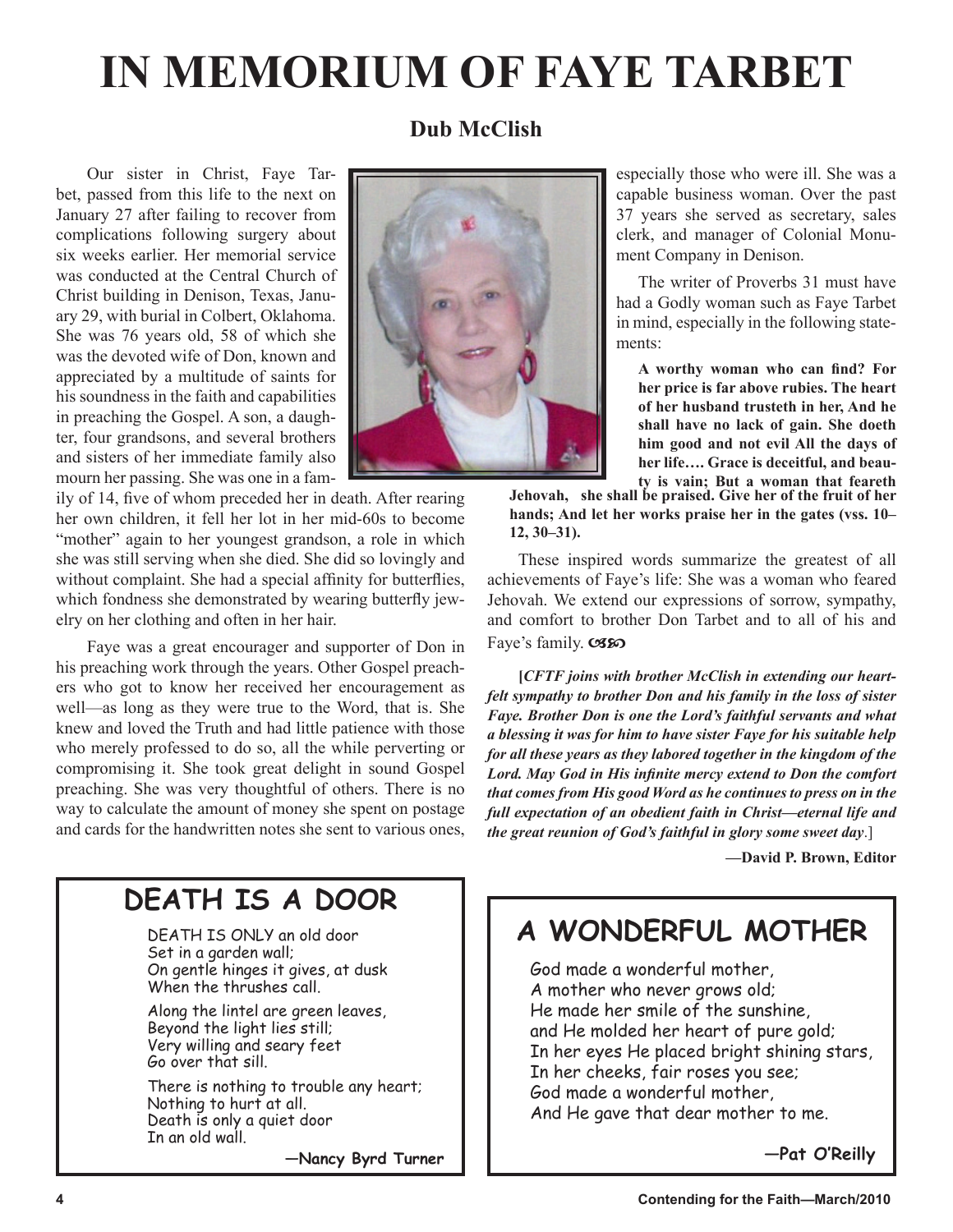# IN MEMORIUM OF FAYE TARBET

**Dub McClish**

Our sister in Christ, Faye Tarbet, passed from this life to the next on January 27 after failing to recover from complications following surgery about six weeks earlier. Her memorial service was conducted at the Central Church of Christ building in Denison, Texas, January 29, with burial in Colbert, Oklahoma. She was 76 years old, 58 of which she was the devoted wife of Don, known and appreciated by a multitude of saints for his soundness in the faith and capabilities in preaching the Gospel. A son, a daughter, four grandsons, and several brothers and sisters of her immediate family also mourn her passing. She was one in a family of 14, five of whom preceded her in death. After rearing her own children, it fell her lot in her mid-60s to become "mother" again to her youngest grandson, a role in which she was still serving when she died. She did so lovingly and without complaint. She had a special affinity for butterflies, which fondness she demonstrated by wearing butterfly jewelry on her clothing and often in her hair.

Faye was a great encourager and supporter of Don in his preaching work through the years. Other Gospel preachers who got to know her received her encouragement as well—as long as they were true to the Word, that is. She knew and loved the Truth and had little patience with those who merely professed to do so, all the while perverting or compromising it. She took great delight in sound Gospel preaching. She was very thoughtful of others. There is no way to calculate the amount of money she spent on postage and cards for the handwritten notes she sent to various ones, especially those who were ill. She was a capable business woman. Over the past 37 years she served as secretary, sales clerk, and manager of Colonial Monument Company in Denison.

The writer of Proverbs 31 must have had a Godly woman such as Faye Tarbet in mind, especially in the following statements:

> **A worthy woman who can find? For her price is far above rubies. The heart of her husband trusteth in her, And he shall have no lack of gain. She doeth him good and not evil All the days of her life…. Grace is deceitful, and beauty is vain; But a woman that feareth Jehovah, she shall be praised. Give her of the fruit of her hands; And let her works praise her in the gates (vss. 10–12, 30–31).**

These inspired words summarize the greatest of all achievements of Faye's life: She was a woman who feared Jehovah. We extend our expressions of sorrow, sympathy, and comfort to brother Don Tarbet and to all of his and Faye's family. ☙❧

**[*CFTF joins with brother McClish in extending our heartfelt sympathy to brother Don and his family in the loss of sister Faye. Brother Don is one the Lord's faithful servants and what a blessing it was for him to have sister Faye for his suitable help for all these years as they labored together in the kingdom of the Lord. May God in His infinite mercy extend to Don the comfort that comes from His good Word as he continues to press on in the full expectation of an obedient faith in Christ—eternal life and the great reunion of God's faithful in glory some sweet day*.]**

**—David P. Brown, Editor**

## DEATH IS A DOOR

DEATH IS ONLY an old door
Set in a garden wall;
On gentle hinges it gives, at dusk
When the thrushes call.

Along the lintel are green leaves,
Beyond the light lies still;
Very willing and seary feet
Go over that sill.

There is nothing to trouble any heart;
Nothing to hurt at all.
Death is only a quiet door
In an old wall.

**—Nancy Byrd Turner**

## A WONDERFUL MOTHER

God made a wonderful mother,
A mother who never grows old;
He made her smile of the sunshine,
and He molded her heart of pure gold;
In her eyes He placed bright shining stars,
In her cheeks, fair roses you see;
God made a wonderful mother,
And He gave that dear mother to me.

**—Pat O'Reilly**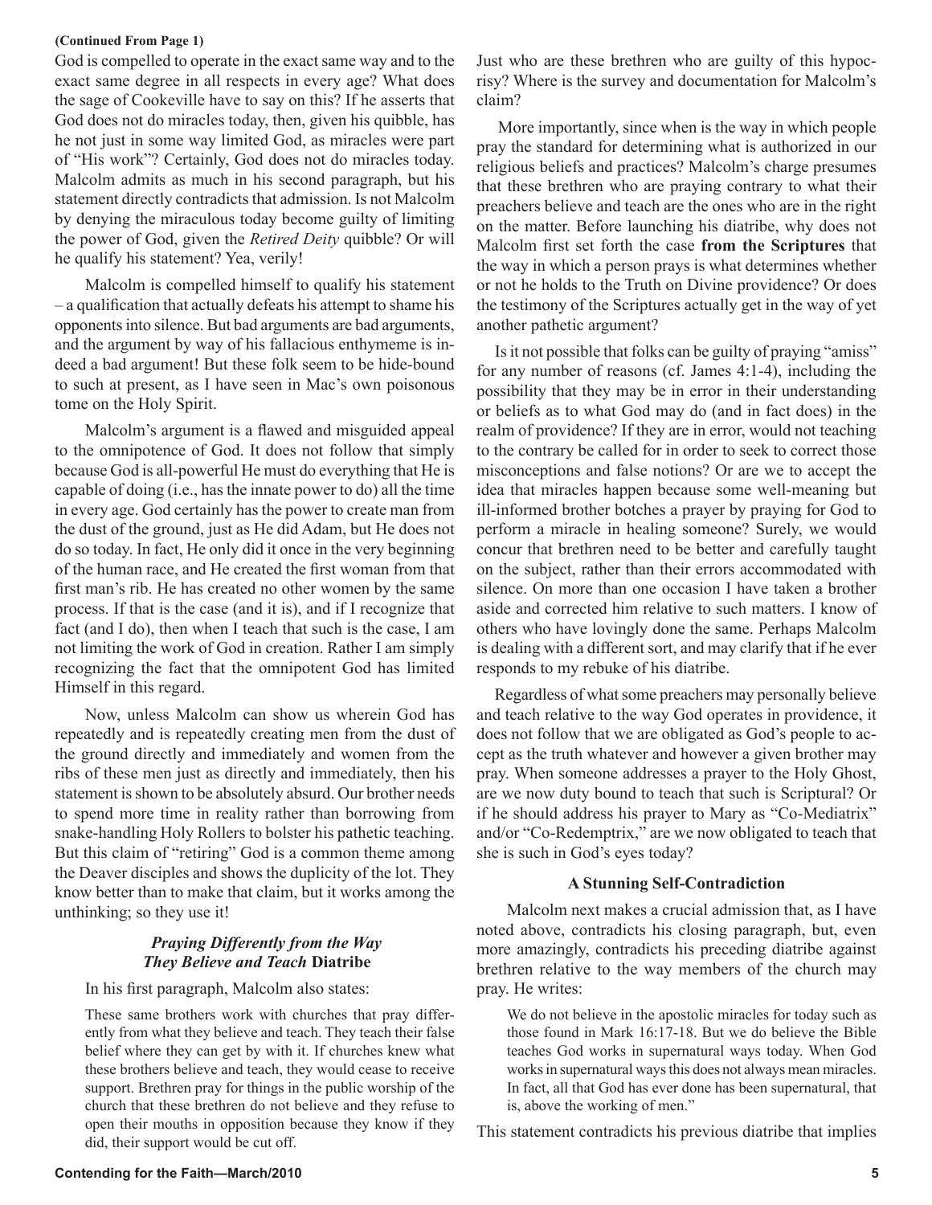**(Continued From Page 1)**

God is compelled to operate in the exact same way and to the exact same degree in all respects in every age? What does the sage of Cookeville have to say on this? If he asserts that God does not do miracles today, then, given his quibble, has he not just in some way limited God, as miracles were part of "His work"? Certainly, God does not do miracles today. Malcolm admits as much in his second paragraph, but his statement directly contradicts that admission. Is not Malcolm by denying the miraculous today become guilty of limiting the power of God, given the *Retired Deity* quibble? Or will he qualify his statement? Yea, verily!

Malcolm is compelled himself to qualify his statement – a qualification that actually defeats his attempt to shame his opponents into silence. But bad arguments are bad arguments, and the argument by way of his fallacious enthymeme is indeed a bad argument! But these folk seem to be hide-bound to such at present, as I have seen in Mac's own poisonous tome on the Holy Spirit.

Malcolm's argument is a flawed and misguided appeal to the omnipotence of God. It does not follow that simply because God is all-powerful He must do everything that He is capable of doing (i.e., has the innate power to do) all the time in every age. God certainly has the power to create man from the dust of the ground, just as He did Adam, but He does not do so today. In fact, He only did it once in the very beginning of the human race, and He created the first woman from that first man's rib. He has created no other women by the same process. If that is the case (and it is), and if I recognize that fact (and I do), then when I teach that such is the case, I am not limiting the work of God in creation. Rather I am simply recognizing the fact that the omnipotent God has limited Himself in this regard.

Now, unless Malcolm can show us wherein God has repeatedly and is repeatedly creating men from the dust of the ground directly and immediately and women from the ribs of these men just as directly and immediately, then his statement is shown to be absolutely absurd. Our brother needs to spend more time in reality rather than borrowing from snake-handling Holy Rollers to bolster his pathetic teaching. But this claim of "retiring" God is a common theme among the Deaver disciples and shows the duplicity of the lot. They know better than to make that claim, but it works among the unthinking; so they use it!

### *Praying Differently from the Way They Believe and Teach* Diatribe

In his first paragraph, Malcolm also states:

> These same brothers work with churches that pray differently from what they believe and teach. They teach their false belief where they can get by with it. If churches knew what these brothers believe and teach, they would cease to receive support. Brethren pray for things in the public worship of the church that these brethren do not believe and they refuse to open their mouths in opposition because they know if they did, their support would be cut off.

Just who are these brethren who are guilty of this hypocrisy? Where is the survey and documentation for Malcolm's claim?

More importantly, since when is the way in which people pray the standard for determining what is authorized in our religious beliefs and practices? Malcolm's charge presumes that these brethren who are praying contrary to what their preachers believe and teach are the ones who are in the right on the matter. Before launching his diatribe, why does not Malcolm first set forth the case **from the Scriptures** that the way in which a person prays is what determines whether or not he holds to the Truth on Divine providence? Or does the testimony of the Scriptures actually get in the way of yet another pathetic argument?

Is it not possible that folks can be guilty of praying "amiss" for any number of reasons (cf. James 4:1-4), including the possibility that they may be in error in their understanding or beliefs as to what God may do (and in fact does) in the realm of providence? If they are in error, would not teaching to the contrary be called for in order to seek to correct those misconceptions and false notions? Or are we to accept the idea that miracles happen because some well-meaning but ill-informed brother botches a prayer by praying for God to perform a miracle in healing someone? Surely, we would concur that brethren need to be better and carefully taught on the subject, rather than their errors accommodated with silence. On more than one occasion I have taken a brother aside and corrected him relative to such matters. I know of others who have lovingly done the same. Perhaps Malcolm is dealing with a different sort, and may clarify that if he ever responds to my rebuke of his diatribe.

Regardless of what some preachers may personally believe and teach relative to the way God operates in providence, it does not follow that we are obligated as God's people to accept as the truth whatever and however a given brother may pray. When someone addresses a prayer to the Holy Ghost, are we now duty bound to teach that such is Scriptural? Or if he should address his prayer to Mary as "Co-Mediatrix" and/or "Co-Redemptrix," are we now obligated to teach that she is such in God's eyes today?

### A Stunning Self-Contradiction

Malcolm next makes a crucial admission that, as I have noted above, contradicts his closing paragraph, but, even more amazingly, contradicts his preceding diatribe against brethren relative to the way members of the church may pray. He writes:

> We do not believe in the apostolic miracles for today such as those found in Mark 16:17-18. But we do believe the Bible teaches God works in supernatural ways today. When God works in supernatural ways this does not always mean miracles. In fact, all that God has ever done has been supernatural, that is, above the working of men."

This statement contradicts his previous diatribe that implies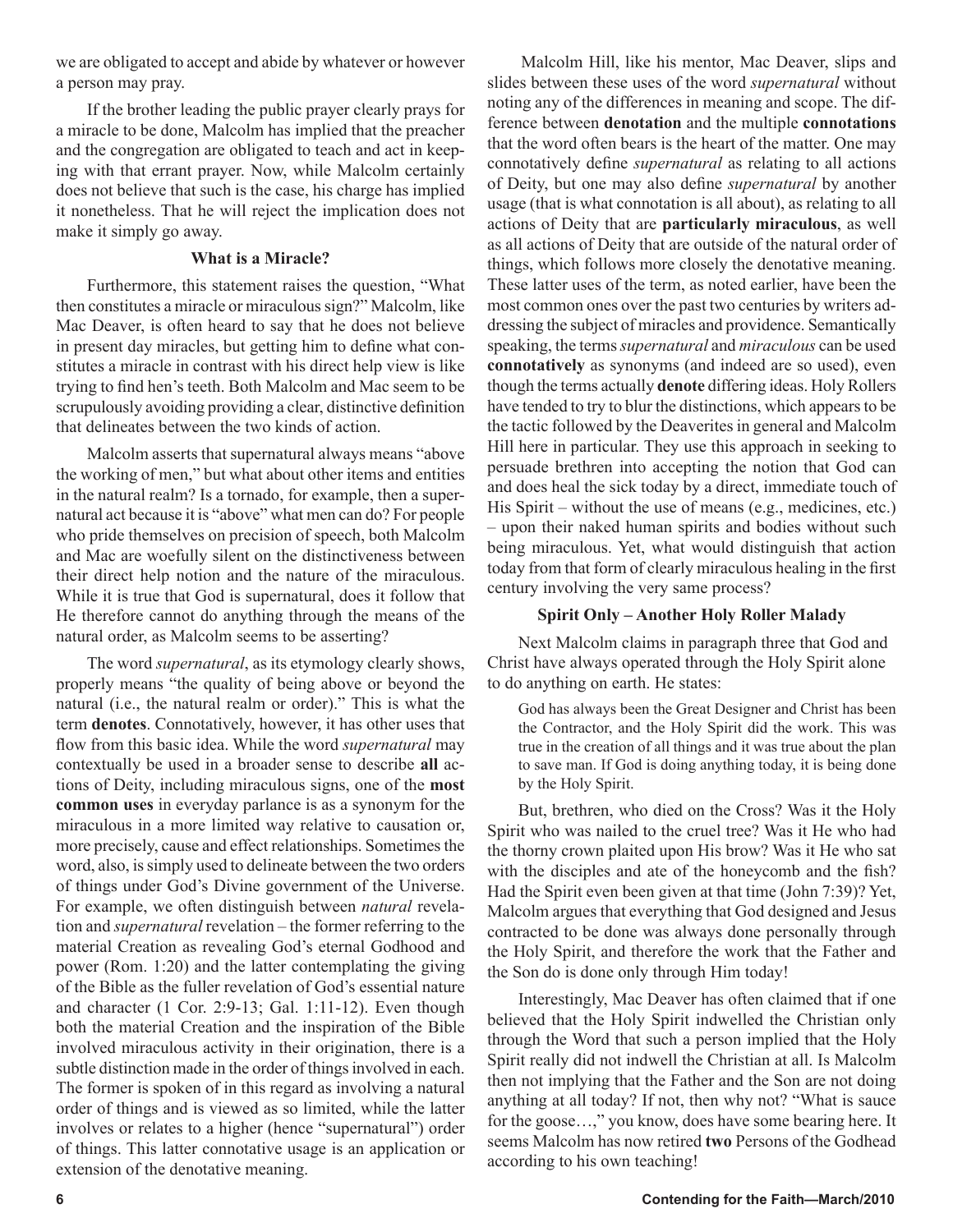we are obligated to accept and abide by whatever or however a person may pray.

If the brother leading the public prayer clearly prays for a miracle to be done, Malcolm has implied that the preacher and the congregation are obligated to teach and act in keeping with that errant prayer. Now, while Malcolm certainly does not believe that such is the case, his charge has implied it nonetheless. That he will reject the implication does not make it simply go away.

### What is a Miracle?

Furthermore, this statement raises the question, "What then constitutes a miracle or miraculous sign?" Malcolm, like Mac Deaver, is often heard to say that he does not believe in present day miracles, but getting him to define what constitutes a miracle in contrast with his direct help view is like trying to find hen's teeth. Both Malcolm and Mac seem to be scrupulously avoiding providing a clear, distinctive definition that delineates between the two kinds of action.

Malcolm asserts that supernatural always means "above the working of men," but what about other items and entities in the natural realm? Is a tornado, for example, then a supernatural act because it is "above" what men can do? For people who pride themselves on precision of speech, both Malcolm and Mac are woefully silent on the distinctiveness between their direct help notion and the nature of the miraculous. While it is true that God is supernatural, does it follow that He therefore cannot do anything through the means of the natural order, as Malcolm seems to be asserting?

The word *supernatural*, as its etymology clearly shows, properly means "the quality of being above or beyond the natural (i.e., the natural realm or order)." This is what the term **denotes**. Connotatively, however, it has other uses that flow from this basic idea. While the word *supernatural* may contextually be used in a broader sense to describe **all** actions of Deity, including miraculous signs, one of the **most common uses** in everyday parlance is as a synonym for the miraculous in a more limited way relative to causation or, more precisely, cause and effect relationships. Sometimes the word, also, is simply used to delineate between the two orders of things under God's Divine government of the Universe. For example, we often distinguish between *natural* revelation and *supernatural* revelation – the former referring to the material Creation as revealing God's eternal Godhood and power (Rom. 1:20) and the latter contemplating the giving of the Bible as the fuller revelation of God's essential nature and character (1 Cor. 2:9-13; Gal. 1:11-12). Even though both the material Creation and the inspiration of the Bible involved miraculous activity in their origination, there is a subtle distinction made in the order of things involved in each. The former is spoken of in this regard as involving a natural order of things and is viewed as so limited, while the latter involves or relates to a higher (hence "supernatural") order of things. This latter connotative usage is an application or extension of the denotative meaning.

Malcolm Hill, like his mentor, Mac Deaver, slips and slides between these uses of the word *supernatural* without noting any of the differences in meaning and scope. The difference between **denotation** and the multiple **connotations** that the word often bears is the heart of the matter. One may connotatively define *supernatural* as relating to all actions of Deity, but one may also define *supernatural* by another usage (that is what connotation is all about), as relating to all actions of Deity that are **particularly miraculous**, as well as all actions of Deity that are outside of the natural order of things, which follows more closely the denotative meaning. These latter uses of the term, as noted earlier, have been the most common ones over the past two centuries by writers addressing the subject of miracles and providence. Semantically speaking, the terms *supernatural* and *miraculous* can be used **connotatively** as synonyms (and indeed are so used), even though the terms actually **denote** differing ideas. Holy Rollers have tended to try to blur the distinctions, which appears to be the tactic followed by the Deaverites in general and Malcolm Hill here in particular. They use this approach in seeking to persuade brethren into accepting the notion that God can and does heal the sick today by a direct, immediate touch of His Spirit – without the use of means (e.g., medicines, etc.) – upon their naked human spirits and bodies without such being miraculous. Yet, what would distinguish that action today from that form of clearly miraculous healing in the first century involving the very same process?

### Spirit Only – Another Holy Roller Malady

Next Malcolm claims in paragraph three that God and Christ have always operated through the Holy Spirit alone to do anything on earth. He states:

> God has always been the Great Designer and Christ has been the Contractor, and the Holy Spirit did the work. This was true in the creation of all things and it was true about the plan to save man. If God is doing anything today, it is being done by the Holy Spirit.

But, brethren, who died on the Cross? Was it the Holy Spirit who was nailed to the cruel tree? Was it He who had the thorny crown plaited upon His brow? Was it He who sat with the disciples and ate of the honeycomb and the fish? Had the Spirit even been given at that time (John 7:39)? Yet, Malcolm argues that everything that God designed and Jesus contracted to be done was always done personally through the Holy Spirit, and therefore the work that the Father and the Son do is done only through Him today!

Interestingly, Mac Deaver has often claimed that if one believed that the Holy Spirit indwelled the Christian only through the Word that such a person implied that the Holy Spirit really did not indwell the Christian at all. Is Malcolm then not implying that the Father and the Son are not doing anything at all today? If not, then why not? "What is sauce for the goose…," you know, does have some bearing here. It seems Malcolm has now retired **two** Persons of the Godhead according to his own teaching!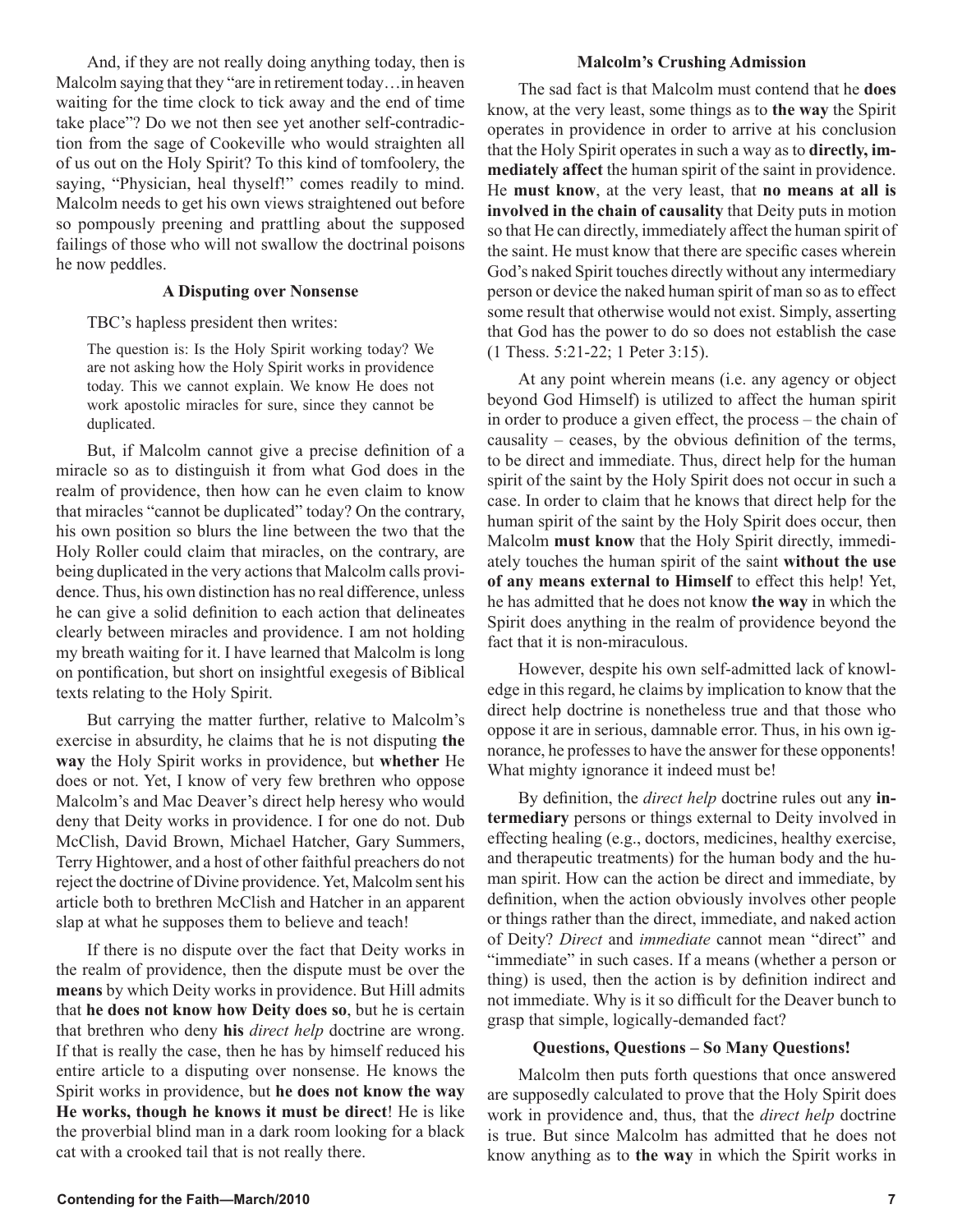And, if they are not really doing anything today, then is Malcolm saying that they "are in retirement today…in heaven waiting for the time clock to tick away and the end of time take place"? Do we not then see yet another self-contradiction from the sage of Cookeville who would straighten all of us out on the Holy Spirit? To this kind of tomfoolery, the saying, "Physician, heal thyself!" comes readily to mind. Malcolm needs to get his own views straightened out before so pompously preening and prattling about the supposed failings of those who will not swallow the doctrinal poisons he now peddles.

### A Disputing over Nonsense

TBC's hapless president then writes:

> The question is: Is the Holy Spirit working today? We are not asking how the Holy Spirit works in providence today. This we cannot explain. We know He does not work apostolic miracles for sure, since they cannot be duplicated.

But, if Malcolm cannot give a precise definition of a miracle so as to distinguish it from what God does in the realm of providence, then how can he even claim to know that miracles "cannot be duplicated" today? On the contrary, his own position so blurs the line between the two that the Holy Roller could claim that miracles, on the contrary, are being duplicated in the very actions that Malcolm calls providence. Thus, his own distinction has no real difference, unless he can give a solid definition to each action that delineates clearly between miracles and providence. I am not holding my breath waiting for it. I have learned that Malcolm is long on pontification, but short on insightful exegesis of Biblical texts relating to the Holy Spirit.

But carrying the matter further, relative to Malcolm's exercise in absurdity, he claims that he is not disputing **the way** the Holy Spirit works in providence, but **whether** He does or not. Yet, I know of very few brethren who oppose Malcolm's and Mac Deaver's direct help heresy who would deny that Deity works in providence. I for one do not. Dub McClish, David Brown, Michael Hatcher, Gary Summers, Terry Hightower, and a host of other faithful preachers do not reject the doctrine of Divine providence. Yet, Malcolm sent his article both to brethren McClish and Hatcher in an apparent slap at what he supposes them to believe and teach!

If there is no dispute over the fact that Deity works in the realm of providence, then the dispute must be over the **means** by which Deity works in providence. But Hill admits that **he does not know how Deity does so**, but he is certain that brethren who deny **his** *direct help* doctrine are wrong. If that is really the case, then he has by himself reduced his entire article to a disputing over nonsense. He knows the Spirit works in providence, but **he does not know the way He works, though he knows it must be direct**! He is like the proverbial blind man in a dark room looking for a black cat with a crooked tail that is not really there.

### Malcolm's Crushing Admission

The sad fact is that Malcolm must contend that he **does** know, at the very least, some things as to **the way** the Spirit operates in providence in order to arrive at his conclusion that the Holy Spirit operates in such a way as to **directly, immediately affect** the human spirit of the saint in providence. He **must know**, at the very least, that **no means at all is involved in the chain of causality** that Deity puts in motion so that He can directly, immediately affect the human spirit of the saint. He must know that there are specific cases wherein God's naked Spirit touches directly without any intermediary person or device the naked human spirit of man so as to effect some result that otherwise would not exist. Simply, asserting that God has the power to do so does not establish the case (1 Thess. 5:21-22; 1 Peter 3:15).

At any point wherein means (i.e. any agency or object beyond God Himself) is utilized to affect the human spirit in order to produce a given effect, the process – the chain of causality – ceases, by the obvious definition of the terms, to be direct and immediate. Thus, direct help for the human spirit of the saint by the Holy Spirit does not occur in such a case. In order to claim that he knows that direct help for the human spirit of the saint by the Holy Spirit does occur, then Malcolm **must know** that the Holy Spirit directly, immediately touches the human spirit of the saint **without the use of any means external to Himself** to effect this help! Yet, he has admitted that he does not know **the way** in which the Spirit does anything in the realm of providence beyond the fact that it is non-miraculous.

However, despite his own self-admitted lack of knowledge in this regard, he claims by implication to know that the direct help doctrine is nonetheless true and that those who oppose it are in serious, damnable error. Thus, in his own ignorance, he professes to have the answer for these opponents! What mighty ignorance it indeed must be!

By definition, the *direct help* doctrine rules out any **intermediary** persons or things external to Deity involved in effecting healing (e.g., doctors, medicines, healthy exercise, and therapeutic treatments) for the human body and the human spirit. How can the action be direct and immediate, by definition, when the action obviously involves other people or things rather than the direct, immediate, and naked action of Deity? *Direct* and *immediate* cannot mean "direct" and "immediate" in such cases. If a means (whether a person or thing) is used, then the action is by definition indirect and not immediate. Why is it so difficult for the Deaver bunch to grasp that simple, logically-demanded fact?

### Questions, Questions – So Many Questions!

Malcolm then puts forth questions that once answered are supposedly calculated to prove that the Holy Spirit does work in providence and, thus, that the *direct help* doctrine is true. But since Malcolm has admitted that he does not know anything as to **the way** in which the Spirit works in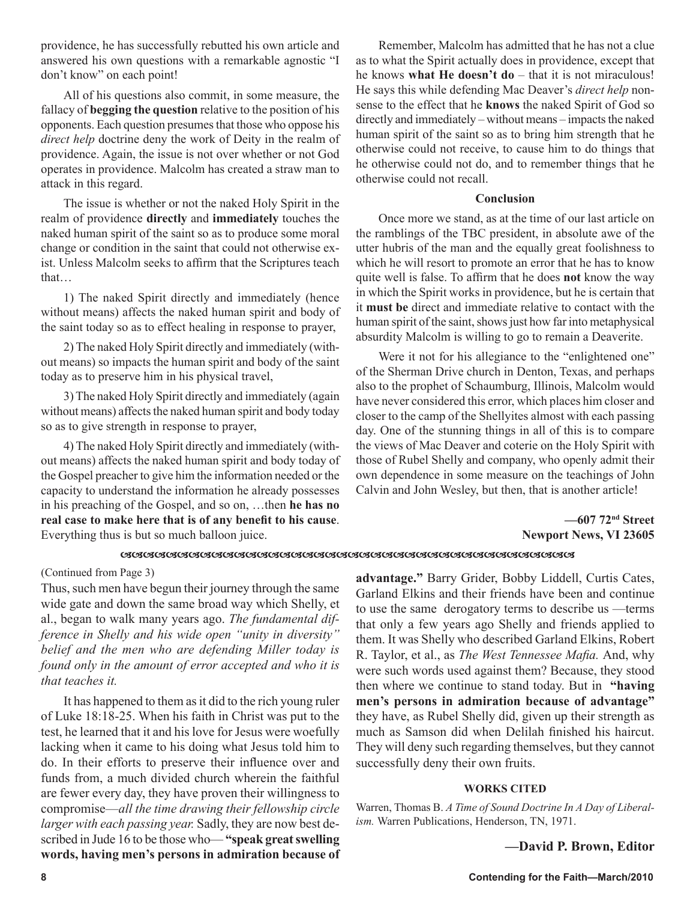providence, he has successfully rebutted his own article and answered his own questions with a remarkable agnostic "I don't know" on each point!

All of his questions also commit, in some measure, the fallacy of **begging the question** relative to the position of his opponents. Each question presumes that those who oppose his *direct help* doctrine deny the work of Deity in the realm of providence. Again, the issue is not over whether or not God operates in providence. Malcolm has created a straw man to attack in this regard.

The issue is whether or not the naked Holy Spirit in the realm of providence **directly** and **immediately** touches the naked human spirit of the saint so as to produce some moral change or condition in the saint that could not otherwise exist. Unless Malcolm seeks to affirm that the Scriptures teach that…

1) The naked Spirit directly and immediately (hence without means) affects the naked human spirit and body of the saint today so as to effect healing in response to prayer,

2) The naked Holy Spirit directly and immediately (without means) so impacts the human spirit and body of the saint today as to preserve him in his physical travel,

3) The naked Holy Spirit directly and immediately (again without means) affects the naked human spirit and body today so as to give strength in response to prayer,

4) The naked Holy Spirit directly and immediately (without means) affects the naked human spirit and body today of the Gospel preacher to give him the information needed or the capacity to understand the information he already possesses in his preaching of the Gospel, and so on, …then **he has no real case to make here that is of any benefit to his cause**. Everything thus is but so much balloon juice.

Remember, Malcolm has admitted that he has not a clue as to what the Spirit actually does in providence, except that he knows **what He doesn't do** – that it is not miraculous! He says this while defending Mac Deaver's *direct help* nonsense to the effect that he **knows** the naked Spirit of God so directly and immediately – without means – impacts the naked human spirit of the saint so as to bring him strength that he otherwise could not receive, to cause him to do things that he otherwise could not do, and to remember things that he otherwise could not recall.

### Conclusion

Once more we stand, as at the time of our last article on the ramblings of the TBC president, in absolute awe of the utter hubris of the man and the equally great foolishness to which he will resort to promote an error that he has to know quite well is false. To affirm that he does **not** know the way in which the Spirit works in providence, but he is certain that it **must be** direct and immediate relative to contact with the human spirit of the saint, shows just how far into metaphysical absurdity Malcolm is willing to go to remain a Deaverite.

Were it not for his allegiance to the "enlightened one" of the Sherman Drive church in Denton, Texas, and perhaps also to the prophet of Schaumburg, Illinois, Malcolm would have never considered this error, which places him closer and closer to the camp of the Shellyites almost with each passing day. One of the stunning things in all of this is to compare the views of Mac Deaver and coterie on the Holy Spirit with those of Rubel Shelly and company, who openly admit their own dependence in some measure on the teachings of John Calvin and John Wesley, but then, that is another article!

**—607 72nd Street**
**Newport News, VI 23605**

---

(Continued from Page 3)

Thus, such men have begun their journey through the same wide gate and down the same broad way which Shelly, et al., began to walk many years ago. *The fundamental difference in Shelly and his wide open "unity in diversity" belief and the men who are defending Miller today is found only in the amount of error accepted and who it is that teaches it.*

It has happened to them as it did to the rich young ruler of Luke 18:18-25. When his faith in Christ was put to the test, he learned that it and his love for Jesus were woefully lacking when it came to his doing what Jesus told him to do. In their efforts to preserve their influence over and funds from, a much divided church wherein the faithful are fewer every day, they have proven their willingness to compromise—*all the time drawing their fellowship circle larger with each passing year.* Sadly, they are now best described in Jude 16 to be those who— **"speak great swelling words, having men's persons in admiration because of advantage."** Barry Grider, Bobby Liddell, Curtis Cates, Garland Elkins and their friends have been and continue to use the same derogatory terms to describe us —terms that only a few years ago Shelly and friends applied to them. It was Shelly who described Garland Elkins, Robert R. Taylor, et al., as *The West Tennessee Mafia.* And, why were such words used against them? Because, they stood then where we continue to stand today. But in **"having men's persons in admiration because of advantage"** they have, as Rubel Shelly did, given up their strength as much as Samson did when Delilah finished his haircut. They will deny such regarding themselves, but they cannot successfully deny their own fruits.

#### WORKS CITED

Warren, Thomas B. *A Time of Sound Doctrine In A Day of Liberalism.* Warren Publications, Henderson, TN, 1971.

**—David P. Brown, Editor**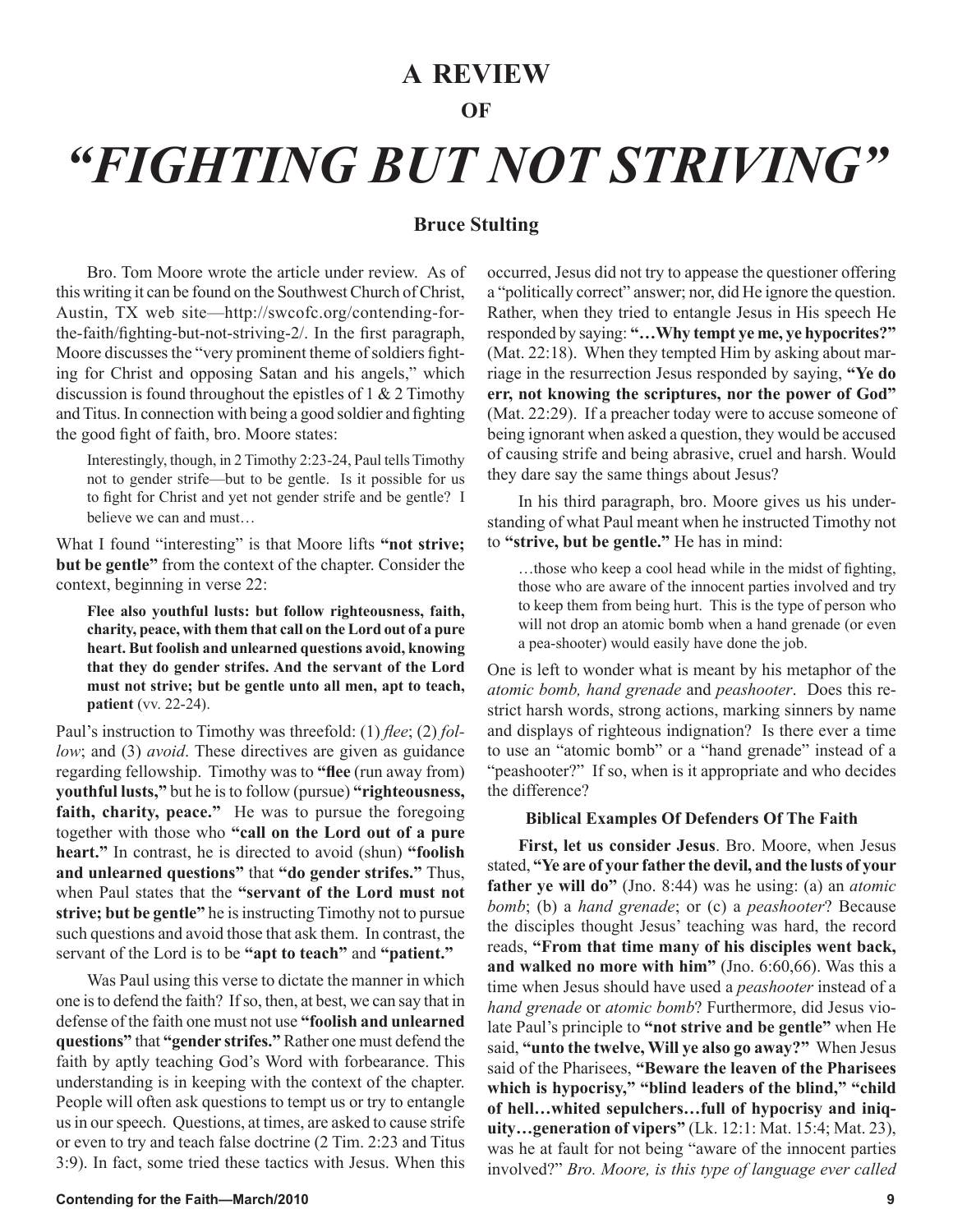# A REVIEW

## OF

# *"FIGHTING BUT NOT STRIVING"*

### Bruce Stulting

Bro. Tom Moore wrote the article under review. As of this writing it can be found on the Southwest Church of Christ, Austin, TX web site—http://swcofc.org/contending-for-the-faith/fighting-but-not-striving-2/. In the first paragraph, Moore discusses the "very prominent theme of soldiers fighting for Christ and opposing Satan and his angels," which discussion is found throughout the epistles of 1 & 2 Timothy and Titus. In connection with being a good soldier and fighting the good fight of faith, bro. Moore states:

> Interestingly, though, in 2 Timothy 2:23-24, Paul tells Timothy not to gender strife—but to be gentle. Is it possible for us to fight for Christ and yet not gender strife and be gentle? I believe we can and must…

What I found "interesting" is that Moore lifts **"not strive; but be gentle"** from the context of the chapter. Consider the context, beginning in verse 22:

> **Flee also youthful lusts: but follow righteousness, faith, charity, peace, with them that call on the Lord out of a pure heart. But foolish and unlearned questions avoid, knowing that they do gender strifes. And the servant of the Lord must not strive; but be gentle unto all men, apt to teach, patient** (vv. 22-24).

Paul's instruction to Timothy was threefold: (1) *flee*; (2) *follow*; and (3) *avoid*. These directives are given as guidance regarding fellowship. Timothy was to **"flee** (run away from) **youthful lusts,"** but he is to follow (pursue) **"righteousness, faith, charity, peace."** He was to pursue the foregoing together with those who **"call on the Lord out of a pure heart."** In contrast, he is directed to avoid (shun) **"foolish and unlearned questions"** that **"do gender strifes."** Thus, when Paul states that the **"servant of the Lord must not strive; but be gentle"** he is instructing Timothy not to pursue such questions and avoid those that ask them. In contrast, the servant of the Lord is to be **"apt to teach"** and **"patient."**

Was Paul using this verse to dictate the manner in which one is to defend the faith? If so, then, at best, we can say that in defense of the faith one must not use **"foolish and unlearned questions"** that **"gender strifes."** Rather one must defend the faith by aptly teaching God's Word with forbearance. This understanding is in keeping with the context of the chapter. People will often ask questions to tempt us or try to entangle us in our speech. Questions, at times, are asked to cause strife or even to try and teach false doctrine (2 Tim. 2:23 and Titus 3:9). In fact, some tried these tactics with Jesus. When this occurred, Jesus did not try to appease the questioner offering a "politically correct" answer; nor, did He ignore the question. Rather, when they tried to entangle Jesus in His speech He responded by saying: **"…Why tempt ye me, ye hypocrites?"** (Mat. 22:18). When they tempted Him by asking about marriage in the resurrection Jesus responded by saying, **"Ye do err, not knowing the scriptures, nor the power of God"** (Mat. 22:29). If a preacher today were to accuse someone of being ignorant when asked a question, they would be accused of causing strife and being abrasive, cruel and harsh. Would they dare say the same things about Jesus?

In his third paragraph, bro. Moore gives us his understanding of what Paul meant when he instructed Timothy not to **"strive, but be gentle."** He has in mind:

> …those who keep a cool head while in the midst of fighting, those who are aware of the innocent parties involved and try to keep them from being hurt. This is the type of person who will not drop an atomic bomb when a hand grenade (or even a pea-shooter) would easily have done the job.

One is left to wonder what is meant by his metaphor of the *atomic bomb, hand grenade* and *peashooter*. Does this restrict harsh words, strong actions, marking sinners by name and displays of righteous indignation? Is there ever a time to use an "atomic bomb" or a "hand grenade" instead of a "peashooter?" If so, when is it appropriate and who decides the difference?

#### Biblical Examples Of Defenders Of The Faith

**First, let us consider Jesus**. Bro. Moore, when Jesus stated, **"Ye are of your father the devil, and the lusts of your father ye will do"** (Jno. 8:44) was he using: (a) an *atomic bomb*; (b) a *hand grenade*; or (c) a *peashooter*? Because the disciples thought Jesus' teaching was hard, the record reads, **"From that time many of his disciples went back, and walked no more with him"** (Jno. 6:60,66). Was this a time when Jesus should have used a *peashooter* instead of a *hand grenade* or *atomic bomb*? Furthermore, did Jesus violate Paul's principle to **"not strive and be gentle"** when He said, **"unto the twelve, Will ye also go away?"** When Jesus said of the Pharisees, **"Beware the leaven of the Pharisees which is hypocrisy," "blind leaders of the blind," "child of hell…whited sepulchers…full of hypocrisy and iniquity…generation of vipers"** (Lk. 12:1: Mat. 15:4; Mat. 23), was he at fault for not being "aware of the innocent parties involved?" *Bro. Moore, is this type of language ever called*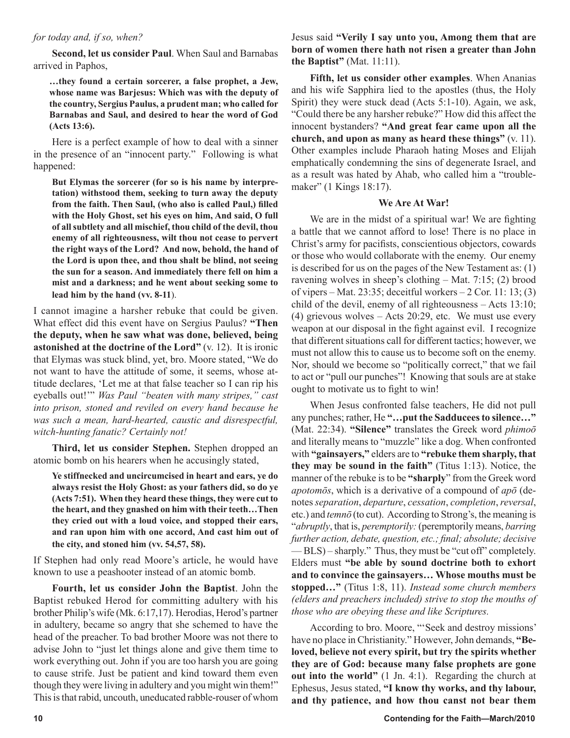*for today and, if so, when?*

**Second, let us consider Paul**. When Saul and Barnabas arrived in Paphos,

> **…they found a certain sorcerer, a false prophet, a Jew, whose name was Barjesus: Which was with the deputy of the country, Sergius Paulus, a prudent man; who called for Barnabas and Saul, and desired to hear the word of God (Acts 13:6).**

Here is a perfect example of how to deal with a sinner in the presence of an "innocent party." Following is what happened:

> **But Elymas the sorcerer (for so is his name by interpretation) withstood them, seeking to turn away the deputy from the faith. Then Saul, (who also is called Paul,) filled with the Holy Ghost, set his eyes on him, And said, O full of all subtlety and all mischief, thou child of the devil, thou enemy of all righteousness, wilt thou not cease to pervert the right ways of the Lord? And now, behold, the hand of the Lord is upon thee, and thou shalt be blind, not seeing the sun for a season. And immediately there fell on him a mist and a darkness; and he went about seeking some to lead him by the hand (vv. 8-11).**

I cannot imagine a harsher rebuke that could be given. What effect did this event have on Sergius Paulus? **"Then the deputy, when he saw what was done, believed, being astonished at the doctrine of the Lord"** (v. 12). It is ironic that Elymas was stuck blind, yet, bro. Moore stated, "We do not want to have the attitude of some, it seems, whose attitude declares, 'Let me at that false teacher so I can rip his eyeballs out!'" *Was Paul "beaten with many stripes," cast into prison, stoned and reviled on every hand because he was such a mean, hard-hearted, caustic and disrespectful, witch-hunting fanatic? Certainly not!*

**Third, let us consider Stephen.** Stephen dropped an atomic bomb on his hearers when he accusingly stated,

> **Ye stiffnecked and uncircumcised in heart and ears, ye do always resist the Holy Ghost: as your fathers did, so do ye (Acts 7:51). When they heard these things, they were cut to the heart, and they gnashed on him with their teeth…Then they cried out with a loud voice, and stopped their ears, and ran upon him with one accord, And cast him out of the city, and stoned him (vv. 54,57, 58).**

If Stephen had only read Moore's article, he would have known to use a peashooter instead of an atomic bomb.

**Fourth, let us consider John the Baptist**. John the Baptist rebuked Herod for committing adultery with his brother Philip's wife (Mk. 6:17,17). Herodias, Herod's partner in adultery, became so angry that she schemed to have the head of the preacher. To bad brother Moore was not there to advise John to "just let things alone and give them time to work everything out. John if you are too harsh you are going to cause strife. Just be patient and kind toward them even though they were living in adultery and you might win them!" This is that rabid, uncouth, uneducated rabble-rouser of whom Jesus said **"Verily I say unto you, Among them that are born of women there hath not risen a greater than John the Baptist"** (Mat. 11:11).

**Fifth, let us consider other examples**. When Ananias and his wife Sapphira lied to the apostles (thus, the Holy Spirit) they were stuck dead (Acts 5:1-10). Again, we ask, "Could there be any harsher rebuke?" How did this affect the innocent bystanders? **"And great fear came upon all the church, and upon as many as heard these things"** (v. 11). Other examples include Pharaoh hating Moses and Elijah emphatically condemning the sins of degenerate Israel, and as a result was hated by Ahab, who called him a "troublemaker" (1 Kings 18:17).

### We Are At War!

We are in the midst of a spiritual war! We are fighting a battle that we cannot afford to lose! There is no place in Christ's army for pacifists, conscientious objectors, cowards or those who would collaborate with the enemy. Our enemy is described for us on the pages of the New Testament as: (1) ravening wolves in sheep's clothing – Mat. 7:15; (2) brood of vipers – Mat. 23:35; deceitful workers – 2 Cor. 11: 13; (3) child of the devil, enemy of all righteousness – Acts 13:10; (4) grievous wolves – Acts 20:29, etc. We must use every weapon at our disposal in the fight against evil. I recognize that different situations call for different tactics; however, we must not allow this to cause us to become soft on the enemy. Nor, should we become so "politically correct," that we fail to act or "pull our punches"! Knowing that souls are at stake ought to motivate us to fight to win!

When Jesus confronted false teachers, He did not pull any punches; rather, He **"…put the Sadducees to silence…"** (Mat. 22:34). **"Silence"** translates the Greek word *phimoō* and literally means to "muzzle" like a dog. When confronted with **"gainsayers,"** elders are to **"rebuke them sharply, that they may be sound in the faith"** (Titus 1:13). Notice, the manner of the rebuke is to be **"sharply"** from the Greek word *apotomōs*, which is a derivative of a compound of *apō* (denotes *separation*, *departure*, *cessation*, *completion*, *reversal*, etc.) and *temnō* (to cut). According to Strong's, the meaning is "*abruptly*, that is, *peremptorily:* (peremptorily means, *barring further action, debate, question, etc.; final; absolute; decisive* — BLS) – sharply." Thus, they must be "cut off" completely. Elders must **"be able by sound doctrine both to exhort and to convince the gainsayers… Whose mouths must be stopped…"** (Titus 1:8, 11). *Instead some church members (elders and preachers included) strive to stop the mouths of those who are obeying these and like Scriptures.*

According to bro. Moore, "'Seek and destroy missions' have no place in Christianity." However, John demands, **"Beloved, believe not every spirit, but try the spirits whether they are of God: because many false prophets are gone out into the world"** (1 Jn. 4:1). Regarding the church at Ephesus, Jesus stated, **"I know thy works, and thy labour, and thy patience, and how thou canst not bear them**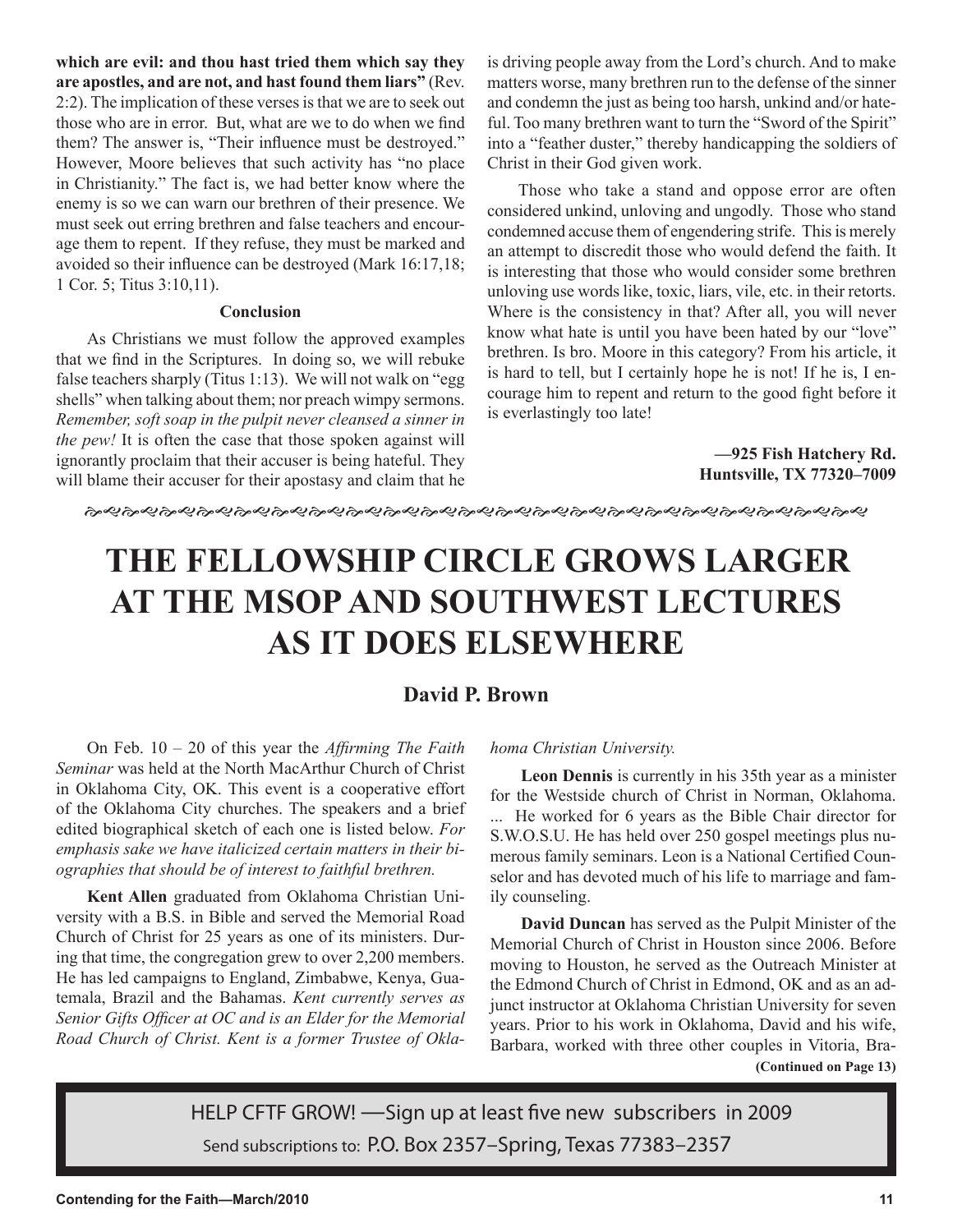**which are evil: and thou hast tried them which say they are apostles, and are not, and hast found them liars"** (Rev. 2:2). The implication of these verses is that we are to seek out those who are in error. But, what are we to do when we find them? The answer is, "Their influence must be destroyed." However, Moore believes that such activity has "no place in Christianity." The fact is, we had better know where the enemy is so we can warn our brethren of their presence. We must seek out erring brethren and false teachers and encourage them to repent. If they refuse, they must be marked and avoided so their influence can be destroyed (Mark 16:17,18; 1 Cor. 5; Titus 3:10,11).

#### Conclusion

As Christians we must follow the approved examples that we find in the Scriptures. In doing so, we will rebuke false teachers sharply (Titus 1:13). We will not walk on "egg shells" when talking about them; nor preach wimpy sermons. *Remember, soft soap in the pulpit never cleansed a sinner in the pew!* It is often the case that those spoken against will ignorantly proclaim that their accuser is being hateful. They will blame their accuser for their apostasy and claim that he is driving people away from the Lord's church. And to make matters worse, many brethren run to the defense of the sinner and condemn the just as being too harsh, unkind and/or hateful. Too many brethren want to turn the "Sword of the Spirit" into a "feather duster," thereby handicapping the soldiers of Christ in their God given work.

Those who take a stand and oppose error are often considered unkind, unloving and ungodly. Those who stand condemned accuse them of engendering strife. This is merely an attempt to discredit those who would defend the faith. It is interesting that those who would consider some brethren unloving use words like, toxic, liars, vile, etc. in their retorts. Where is the consistency in that? After all, you will never know what hate is until you have been hated by our "love" brethren. Is bro. Moore in this category? From his article, it is hard to tell, but I certainly hope he is not! If he is, I encourage him to repent and return to the good fight before it is everlastingly too late!

**—925 Fish Hatchery Rd.**
**Huntsville, TX 77320–7009**

# THE FELLOWSHIP CIRCLE GROWS LARGER AT THE MSOP AND SOUTHWEST LECTURES AS IT DOES ELSEWHERE

## David P. Brown

On Feb. 10 – 20 of this year the *Affirming The Faith Seminar* was held at the North MacArthur Church of Christ in Oklahoma City, OK. This event is a cooperative effort of the Oklahoma City churches. The speakers and a brief edited biographical sketch of each one is listed below. *For emphasis sake we have italicized certain matters in their biographies that should be of interest to faithful brethren.*

**Kent Allen** graduated from Oklahoma Christian University with a B.S. in Bible and served the Memorial Road Church of Christ for 25 years as one of its ministers. During that time, the congregation grew to over 2,200 members. He has led campaigns to England, Zimbabwe, Kenya, Guatemala, Brazil and the Bahamas. *Kent currently serves as Senior Gifts Officer at OC and is an Elder for the Memorial Road Church of Christ. Kent is a former Trustee of Oklahoma Christian University.*

**Leon Dennis** is currently in his 35th year as a minister for the Westside church of Christ in Norman, Oklahoma. ... He worked for 6 years as the Bible Chair director for S.W.O.S.U. He has held over 250 gospel meetings plus numerous family seminars. Leon is a National Certified Counselor and has devoted much of his life to marriage and family counseling.

**David Duncan** has served as the Pulpit Minister of the Memorial Church of Christ in Houston since 2006. Before moving to Houston, he served as the Outreach Minister at the Edmond Church of Christ in Edmond, OK and as an adjunct instructor at Oklahoma Christian University for seven years. Prior to his work in Oklahoma, David and his wife, Barbara, worked with three other couples in Vitoria, Bra-

**(Continued on Page 13)**

HELP CFTF GROW! —Sign up at least five new subscribers in 2009

Send subscriptions to: P.O. Box 2357–Spring, Texas 77383–2357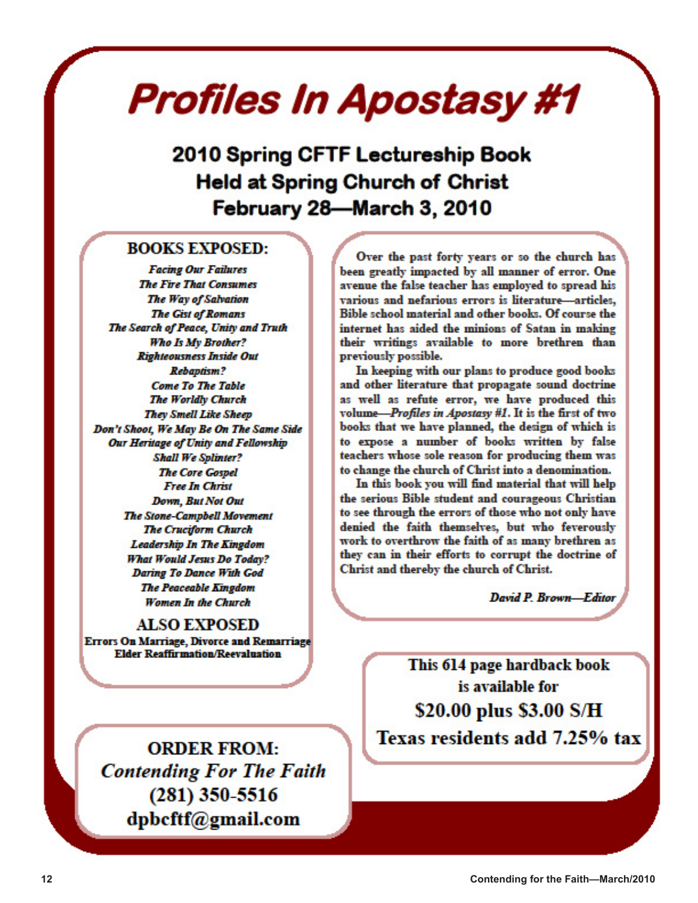# Profiles In Apostasy #1

## 2010 Spring CFTF Lectureship Book
## Held at Spring Church of Christ
## February 28—March 3, 2010

### BOOKS EXPOSED:

*Facing Our Failures*
*The Fire That Consumes*
*The Way of Salvation*
*The Gist of Romans*
*The Search of Peace, Unity and Truth*
*Who Is My Brother?*
*Righteousness Inside Out*
*Rebaptism?*
*Come To The Table*
*The Worldly Church*
*They Smell Like Sheep*
*Don't Shoot, We May Be On The Same Side*
*Our Heritage of Unity and Fellowship*
*Shall We Splinter?*
*The Core Gospel*
*Free In Christ*
*Down, But Not Out*
*The Stone-Campbell Movement*
*The Cruciform Church*
*Leadership In The Kingdom*
*What Would Jesus Do Today?*
*Daring To Dance With God*
*The Peaceable Kingdom*
*Women In the Church*

### ALSO EXPOSED

**Errors On Marriage, Divorce and Remarriage**
**Elder Reaffirmation/Reevaluation**

Over the past forty years or so the church has been greatly impacted by all manner of error. One avenue the false teacher has employed to spread his various and nefarious errors is literature—articles, Bible school material and other books. Of course the internet has aided the minions of Satan in making their writings available to more brethren than previously possible.

In keeping with our plans to produce good books and other literature that propagate sound doctrine as well as refute error, we have produced this volume—*Profiles in Apostasy #1*. It is the first of two books that we have planned, the design of which is to expose a number of books written by false teachers whose sole reason for producing them was to change the church of Christ into a denomination.

In this book you will find material that will help the serious Bible student and courageous Christian to see through the errors of those who not only have denied the faith themselves, but who feverously work to overthrow the faith of as many brethren as they can in their efforts to corrupt the doctrine of Christ and thereby the church of Christ.

*David P. Brown—Editor*

**This 614 page hardback book is available for**
**$20.00 plus $3.00 S/H**
**Texas residents add 7.25% tax**

**ORDER FROM:**
*Contending For The Faith*
**(281) 350-5516**
**dpbcftf@gmail.com**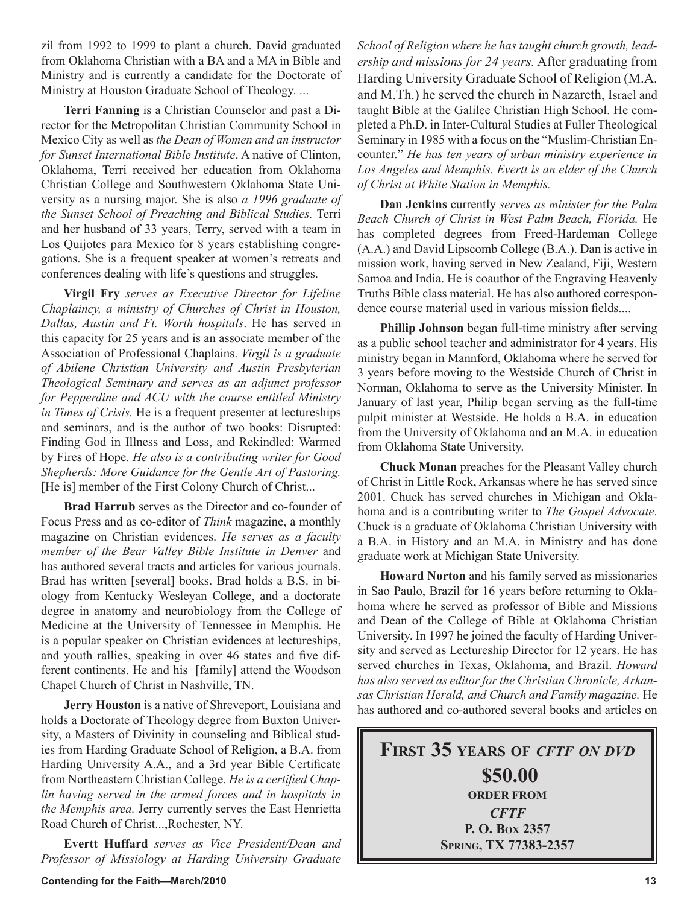zil from 1992 to 1999 to plant a church. David graduated from Oklahoma Christian with a BA and a MA in Bible and Ministry and is currently a candidate for the Doctorate of Ministry at Houston Graduate School of Theology. ...

**Terri Fanning** is a Christian Counselor and past a Director for the Metropolitan Christian Community School in Mexico City as well as *the Dean of Women and an instructor for Sunset International Bible Institute*. A native of Clinton, Oklahoma, Terri received her education from Oklahoma Christian College and Southwestern Oklahoma State University as a nursing major. She is also *a 1996 graduate of the Sunset School of Preaching and Biblical Studies.* Terri and her husband of 33 years, Terry, served with a team in Los Quijotes para Mexico for 8 years establishing congregations. She is a frequent speaker at women's retreats and conferences dealing with life's questions and struggles.

**Virgil Fry** *serves as Executive Director for Lifeline Chaplaincy, a ministry of Churches of Christ in Houston, Dallas, Austin and Ft. Worth hospitals*. He has served in this capacity for 25 years and is an associate member of the Association of Professional Chaplains. *Virgil is a graduate of Abilene Christian University and Austin Presbyterian Theological Seminary and serves as an adjunct professor for Pepperdine and ACU with the course entitled Ministry in Times of Crisis.* He is a frequent presenter at lectureships and seminars, and is the author of two books: Disrupted: Finding God in Illness and Loss, and Rekindled: Warmed by Fires of Hope. *He also is a contributing writer for Good Shepherds: More Guidance for the Gentle Art of Pastoring.* [He is] member of the First Colony Church of Christ...

**Brad Harrub** serves as the Director and co-founder of Focus Press and as co-editor of *Think* magazine, a monthly magazine on Christian evidences. *He serves as a faculty member of the Bear Valley Bible Institute in Denver* and has authored several tracts and articles for various journals. Brad has written [several] books. Brad holds a B.S. in biology from Kentucky Wesleyan College, and a doctorate degree in anatomy and neurobiology from the College of Medicine at the University of Tennessee in Memphis. He is a popular speaker on Christian evidences at lectureships, and youth rallies, speaking in over 46 states and five different continents. He and his [family] attend the Woodson Chapel Church of Christ in Nashville, TN.

**Jerry Houston** is a native of Shreveport, Louisiana and holds a Doctorate of Theology degree from Buxton University, a Masters of Divinity in counseling and Biblical studies from Harding Graduate School of Religion, a B.A. from Harding University A.A., and a 3rd year Bible Certificate from Northeastern Christian College. *He is a certified Chaplin having served in the armed forces and in hospitals in the Memphis area.* Jerry currently serves the East Henrietta Road Church of Christ...,Rochester, NY.

**Evertt Huffard** *serves as Vice President/Dean and Professor of Missiology at Harding University Graduate School of Religion where he has taught church growth, leadership and missions for 24 years.* After graduating from Harding University Graduate School of Religion (M.A. and M.Th.) he served the church in Nazareth, Israel and taught Bible at the Galilee Christian High School. He completed a Ph.D. in Inter-Cultural Studies at Fuller Theological Seminary in 1985 with a focus on the "Muslim-Christian Encounter." *He has ten years of urban ministry experience in Los Angeles and Memphis. Evertt is an elder of the Church of Christ at White Station in Memphis.*

**Dan Jenkins** currently *serves as minister for the Palm Beach Church of Christ in West Palm Beach, Florida.* He has completed degrees from Freed-Hardeman College (A.A.) and David Lipscomb College (B.A.). Dan is active in mission work, having served in New Zealand, Fiji, Western Samoa and India. He is coauthor of the Engraving Heavenly Truths Bible class material. He has also authored correspondence course material used in various mission fields....

**Phillip Johnson** began full-time ministry after serving as a public school teacher and administrator for 4 years. His ministry began in Mannford, Oklahoma where he served for 3 years before moving to the Westside Church of Christ in Norman, Oklahoma to serve as the University Minister. In January of last year, Philip began serving as the full-time pulpit minister at Westside. He holds a B.A. in education from the University of Oklahoma and an M.A. in education from Oklahoma State University.

**Chuck Monan** preaches for the Pleasant Valley church of Christ in Little Rock, Arkansas where he has served since 2001. Chuck has served churches in Michigan and Oklahoma and is a contributing writer to *The Gospel Advocate*. Chuck is a graduate of Oklahoma Christian University with a B.A. in History and an M.A. in Ministry and has done graduate work at Michigan State University.

**Howard Norton** and his family served as missionaries in Sao Paulo, Brazil for 16 years before returning to Oklahoma where he served as professor of Bible and Missions and Dean of the College of Bible at Oklahoma Christian University. In 1997 he joined the faculty of Harding University and served as Lectureship Director for 12 years. He has served churches in Texas, Oklahoma, and Brazil. *Howard has also served as editor for the Christian Chronicle, Arkansas Christian Herald, and Church and Family magazine.* He has authored and co-authored several books and articles on

**FIRST 35 YEARS OF *CFTF ON DVD***

**$50.00**

**ORDER FROM**

***CFTF***

**P. O. BOX 2357**

**SPRING, TX 77383-2357**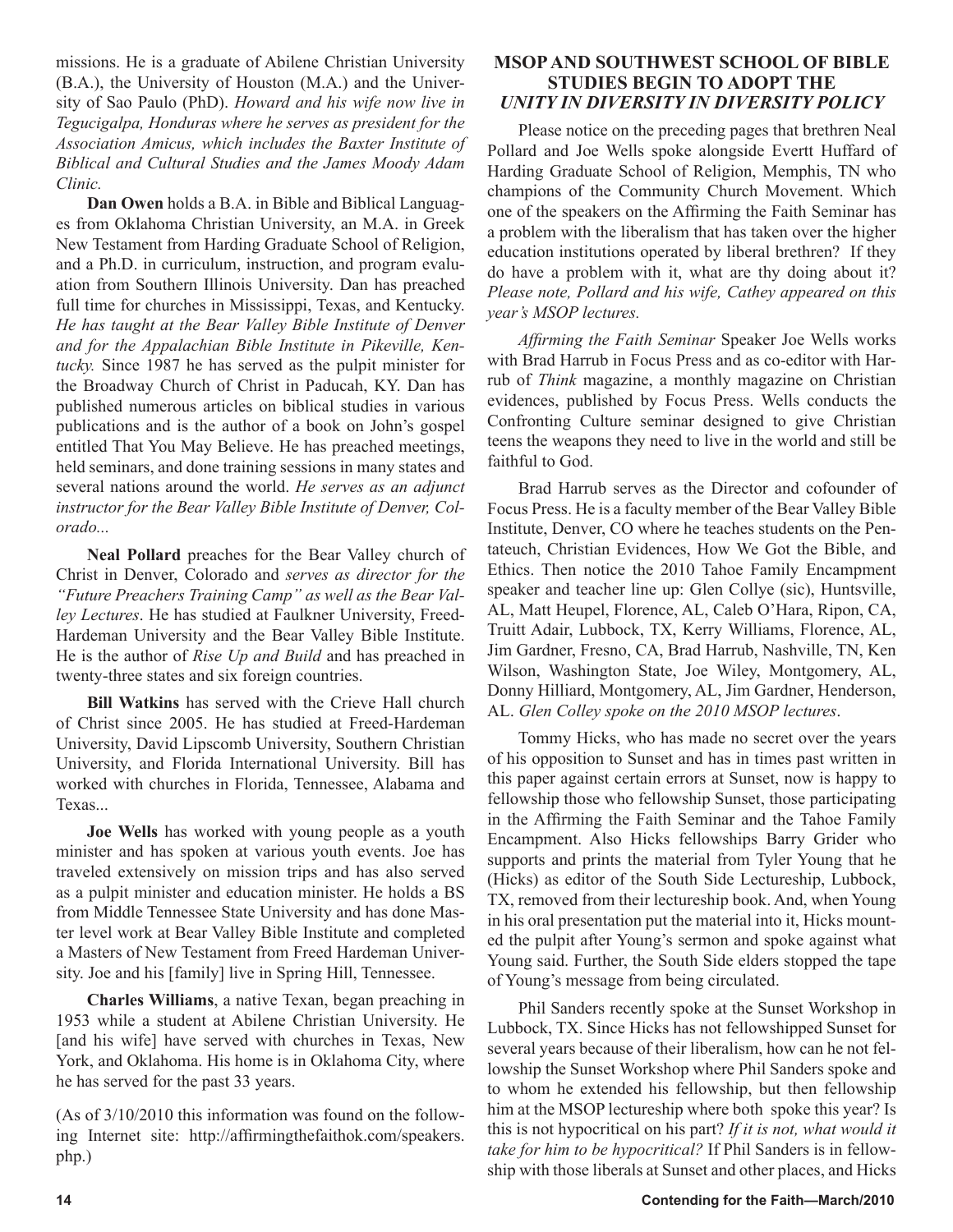missions. He is a graduate of Abilene Christian University (B.A.), the University of Houston (M.A.) and the University of Sao Paulo (PhD). *Howard and his wife now live in Tegucigalpa, Honduras where he serves as president for the Association Amicus, which includes the Baxter Institute of Biblical and Cultural Studies and the James Moody Adam Clinic.*

**Dan Owen** holds a B.A. in Bible and Biblical Languages from Oklahoma Christian University, an M.A. in Greek New Testament from Harding Graduate School of Religion, and a Ph.D. in curriculum, instruction, and program evaluation from Southern Illinois University. Dan has preached full time for churches in Mississippi, Texas, and Kentucky. *He has taught at the Bear Valley Bible Institute of Denver and for the Appalachian Bible Institute in Pikeville, Kentucky.* Since 1987 he has served as the pulpit minister for the Broadway Church of Christ in Paducah, KY. Dan has published numerous articles on biblical studies in various publications and is the author of a book on John's gospel entitled That You May Believe. He has preached meetings, held seminars, and done training sessions in many states and several nations around the world. *He serves as an adjunct instructor for the Bear Valley Bible Institute of Denver, Colorado...*

**Neal Pollard** preaches for the Bear Valley church of Christ in Denver, Colorado and *serves as director for the "Future Preachers Training Camp" as well as the Bear Valley Lectures*. He has studied at Faulkner University, Freed-Hardeman University and the Bear Valley Bible Institute. He is the author of *Rise Up and Build* and has preached in twenty-three states and six foreign countries.

**Bill Watkins** has served with the Crieve Hall church of Christ since 2005. He has studied at Freed-Hardeman University, David Lipscomb University, Southern Christian University, and Florida International University. Bill has worked with churches in Florida, Tennessee, Alabama and Texas...

**Joe Wells** has worked with young people as a youth minister and has spoken at various youth events. Joe has traveled extensively on mission trips and has also served as a pulpit minister and education minister. He holds a BS from Middle Tennessee State University and has done Master level work at Bear Valley Bible Institute and completed a Masters of New Testament from Freed Hardeman University. Joe and his [family] live in Spring Hill, Tennessee.

**Charles Williams**, a native Texan, began preaching in 1953 while a student at Abilene Christian University. He [and his wife] have served with churches in Texas, New York, and Oklahoma. His home is in Oklahoma City, where he has served for the past 33 years.

(As of 3/10/2010 this information was found on the following Internet site: http://affirmingthefaithok.com/speakers.php.)

## MSOP AND SOUTHWEST SCHOOL OF BIBLE STUDIES BEGIN TO ADOPT THE *UNITY IN DIVERSITY IN DIVERSITY POLICY*

Please notice on the preceding pages that brethren Neal Pollard and Joe Wells spoke alongside Evertt Huffard of Harding Graduate School of Religion, Memphis, TN who champions of the Community Church Movement. Which one of the speakers on the Affirming the Faith Seminar has a problem with the liberalism that has taken over the higher education institutions operated by liberal brethren? If they do have a problem with it, what are thy doing about it? *Please note, Pollard and his wife, Cathey appeared on this year's MSOP lectures.*

*Affirming the Faith Seminar* Speaker Joe Wells works with Brad Harrub in Focus Press and as co-editor with Harrub of *Think* magazine, a monthly magazine on Christian evidences, published by Focus Press. Wells conducts the Confronting Culture seminar designed to give Christian teens the weapons they need to live in the world and still be faithful to God.

Brad Harrub serves as the Director and cofounder of Focus Press. He is a faculty member of the Bear Valley Bible Institute, Denver, CO where he teaches students on the Pentateuch, Christian Evidences, How We Got the Bible, and Ethics. Then notice the 2010 Tahoe Family Encampment speaker and teacher line up: Glen Collye (sic), Huntsville, AL, Matt Heupel, Florence, AL, Caleb O'Hara, Ripon, CA, Truitt Adair, Lubbock, TX, Kerry Williams, Florence, AL, Jim Gardner, Fresno, CA, Brad Harrub, Nashville, TN, Ken Wilson, Washington State, Joe Wiley, Montgomery, AL, Donny Hilliard, Montgomery, AL, Jim Gardner, Henderson, AL. *Glen Colley spoke on the 2010 MSOP lectures*.

Tommy Hicks, who has made no secret over the years of his opposition to Sunset and has in times past written in this paper against certain errors at Sunset, now is happy to fellowship those who fellowship Sunset, those participating in the Affirming the Faith Seminar and the Tahoe Family Encampment. Also Hicks fellowships Barry Grider who supports and prints the material from Tyler Young that he (Hicks) as editor of the South Side Lectureship, Lubbock, TX, removed from their lectureship book. And, when Young in his oral presentation put the material into it, Hicks mounted the pulpit after Young's sermon and spoke against what Young said. Further, the South Side elders stopped the tape of Young's message from being circulated.

Phil Sanders recently spoke at the Sunset Workshop in Lubbock, TX. Since Hicks has not fellowshipped Sunset for several years because of their liberalism, how can he not fellowship the Sunset Workshop where Phil Sanders spoke and to whom he extended his fellowship, but then fellowship him at the MSOP lectureship where both spoke this year? Is this is not hypocritical on his part? *If it is not, what would it take for him to be hypocritical?* If Phil Sanders is in fellowship with those liberals at Sunset and other places, and Hicks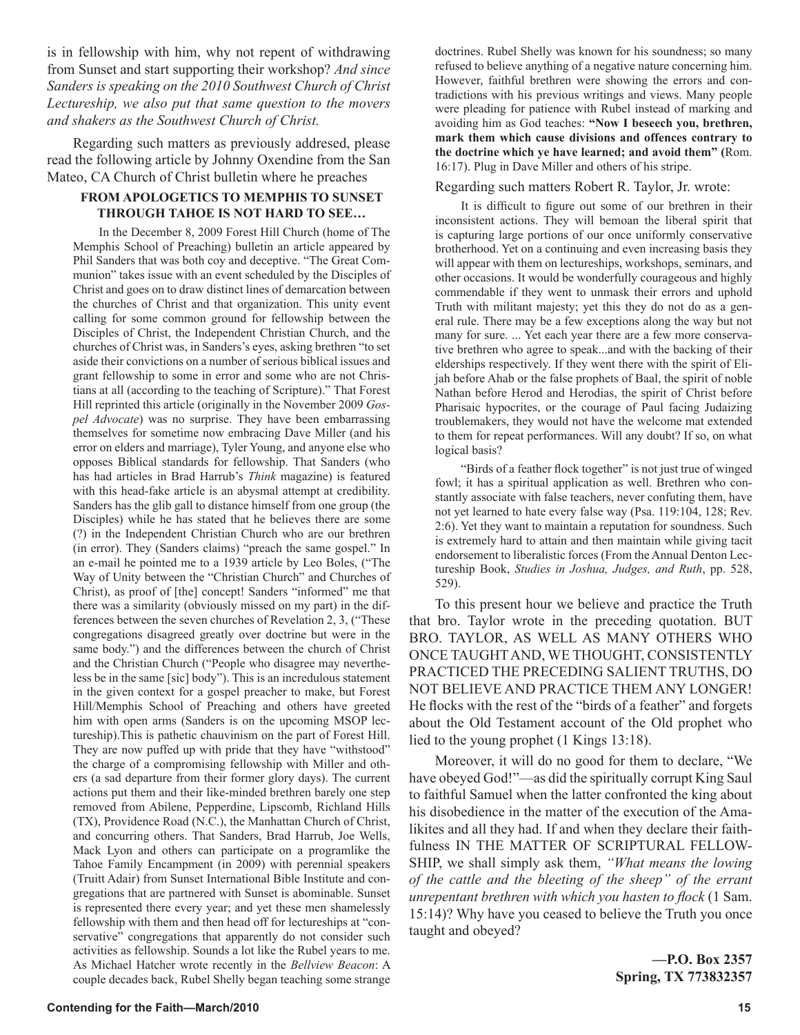is in fellowship with him, why not repent of withdrawing from Sunset and start supporting their workshop? *And since Sanders is speaking on the 2010 Southwest Church of Christ Lectureship, we also put that same question to the movers and shakers as the Southwest Church of Christ.*

Regarding such matters as previously addresed, please read the following article by Johnny Oxendine from the San Mateo, CA Church of Christ bulletin where he preaches

**FROM APOLOGETICS TO MEMPHIS TO SUNSET THROUGH TAHOE IS NOT HARD TO SEE…**

In the December 8, 2009 Forest Hill Church (home of The Memphis School of Preaching) bulletin an article appeared by Phil Sanders that was both coy and deceptive. "The Great Communion" takes issue with an event scheduled by the Disciples of Christ and goes on to draw distinct lines of demarcation between the churches of Christ and that organization. This unity event calling for some common ground for fellowship between the Disciples of Christ, the Independent Christian Church, and the churches of Christ was, in Sanders's eyes, asking brethren "to set aside their convictions on a number of serious biblical issues and grant fellowship to some in error and some who are not Christians at all (according to the teaching of Scripture)." That Forest Hill reprinted this article (originally in the November 2009 *Gospel Advocate*) was no surprise. They have been embarrassing themselves for sometime now embracing Dave Miller (and his error on elders and marriage), Tyler Young, and anyone else who opposes Biblical standards for fellowship. That Sanders (who has had articles in Brad Harrub's *Think* magazine) is featured with this head-fake article is an abysmal attempt at credibility. Sanders has the glib gall to distance himself from one group (the Disciples) while he has stated that he believes there are some (?) in the Independent Christian Church who are our brethren (in error). They (Sanders claims) "preach the same gospel." In an e-mail he pointed me to a 1939 article by Leo Boles, ("The Way of Unity between the "Christian Church" and Churches of Christ), as proof of [the] concept! Sanders "informed" me that there was a similarity (obviously missed on my part) in the differences between the seven churches of Revelation 2, 3, ("These congregations disagreed greatly over doctrine but were in the same body.") and the differences between the church of Christ and the Christian Church ("People who disagree may nevertheless be in the same [sic] body"). This is an incredulous statement in the given context for a gospel preacher to make, but Forest Hill/Memphis School of Preaching and others have greeted him with open arms (Sanders is on the upcoming MSOP lectureship).This is pathetic chauvinism on the part of Forest Hill. They are now puffed up with pride that they have "withstood" the charge of a compromising fellowship with Miller and others (a sad departure from their former glory days). The current actions put them and their like-minded brethren barely one step removed from Abilene, Pepperdine, Lipscomb, Richland Hills (TX), Providence Road (N.C.), the Manhattan Church of Christ, and concurring others. That Sanders, Brad Harrub, Joe Wells, Mack Lyon and others can participate on a programlike the Tahoe Family Encampment (in 2009) with perennial speakers (Truitt Adair) from Sunset International Bible Institute and congregations that are partnered with Sunset is abominable. Sunset is represented there every year; and yet these men shamelessly fellowship with them and then head off for lectureships at "conservative" congregations that apparently do not consider such activities as fellowship. Sounds a lot like the Rubel years to me. As Michael Hatcher wrote recently in the *Bellview Beacon*: A couple decades back, Rubel Shelly began teaching some strange doctrines. Rubel Shelly was known for his soundness; so many refused to believe anything of a negative nature concerning him. However, faithful brethren were showing the errors and contradictions with his previous writings and views. Many people were pleading for patience with Rubel instead of marking and avoiding him as God teaches: **"Now I beseech you, brethren, mark them which cause divisions and offences contrary to the doctrine which ye have learned; and avoid them" (**Rom. 16:17). Plug in Dave Miller and others of his stripe.

Regarding such matters Robert R. Taylor, Jr. wrote:

It is difficult to figure out some of our brethren in their inconsistent actions. They will bemoan the liberal spirit that is capturing large portions of our once uniformly conservative brotherhood. Yet on a continuing and even increasing basis they will appear with them on lectureships, workshops, seminars, and other occasions. It would be wonderfully courageous and highly commendable if they went to unmask their errors and uphold Truth with militant majesty; yet this they do not do as a general rule. There may be a few exceptions along the way but not many for sure. ... Yet each year there are a few more conservative brethren who agree to speak...and with the backing of their elderships respectively. If they went there with the spirit of Elijah before Ahab or the false prophets of Baal, the spirit of noble Nathan before Herod and Herodias, the spirit of Christ before Pharisaic hypocrites, or the courage of Paul facing Judaizing troublemakers, they would not have the welcome mat extended to them for repeat performances. Will any doubt? If so, on what logical basis?

"Birds of a feather flock together" is not just true of winged fowl; it has a spiritual application as well. Brethren who constantly associate with false teachers, never confuting them, have not yet learned to hate every false way (Psa. 119:104, 128; Rev. 2:6). Yet they want to maintain a reputation for soundness. Such is extremely hard to attain and then maintain while giving tacit endorsement to liberalistic forces (From the Annual Denton Lectureship Book, *Studies in Joshua, Judges, and Ruth*, pp. 528, 529).

To this present hour we believe and practice the Truth that bro. Taylor wrote in the preceding quotation. BUT BRO. TAYLOR, AS WELL AS MANY OTHERS WHO ONCE TAUGHT AND, WE THOUGHT, CONSISTENTLY PRACTICED THE PRECEDING SALIENT TRUTHS, DO NOT BELIEVE AND PRACTICE THEM ANY LONGER! He flocks with the rest of the "birds of a feather" and forgets about the Old Testament account of the Old prophet who lied to the young prophet (1 Kings 13:18).

Moreover, it will do no good for them to declare, "We have obeyed God!"—as did the spiritually corrupt King Saul to faithful Samuel when the latter confronted the king about his disobedience in the matter of the execution of the Amalikites and all they had. If and when they declare their faithfulness IN THE MATTER OF SCRIPTURAL FELLOWSHIP, we shall simply ask them, *"What means the lowing of the cattle and the bleeting of the sheep" of the errant unrepentant brethren with which you hasten to flock* (1 Sam. 15:14)? Why have you ceased to believe the Truth you once taught and obeyed?

**—P.O. Box 2357**
**Spring, TX 773832357**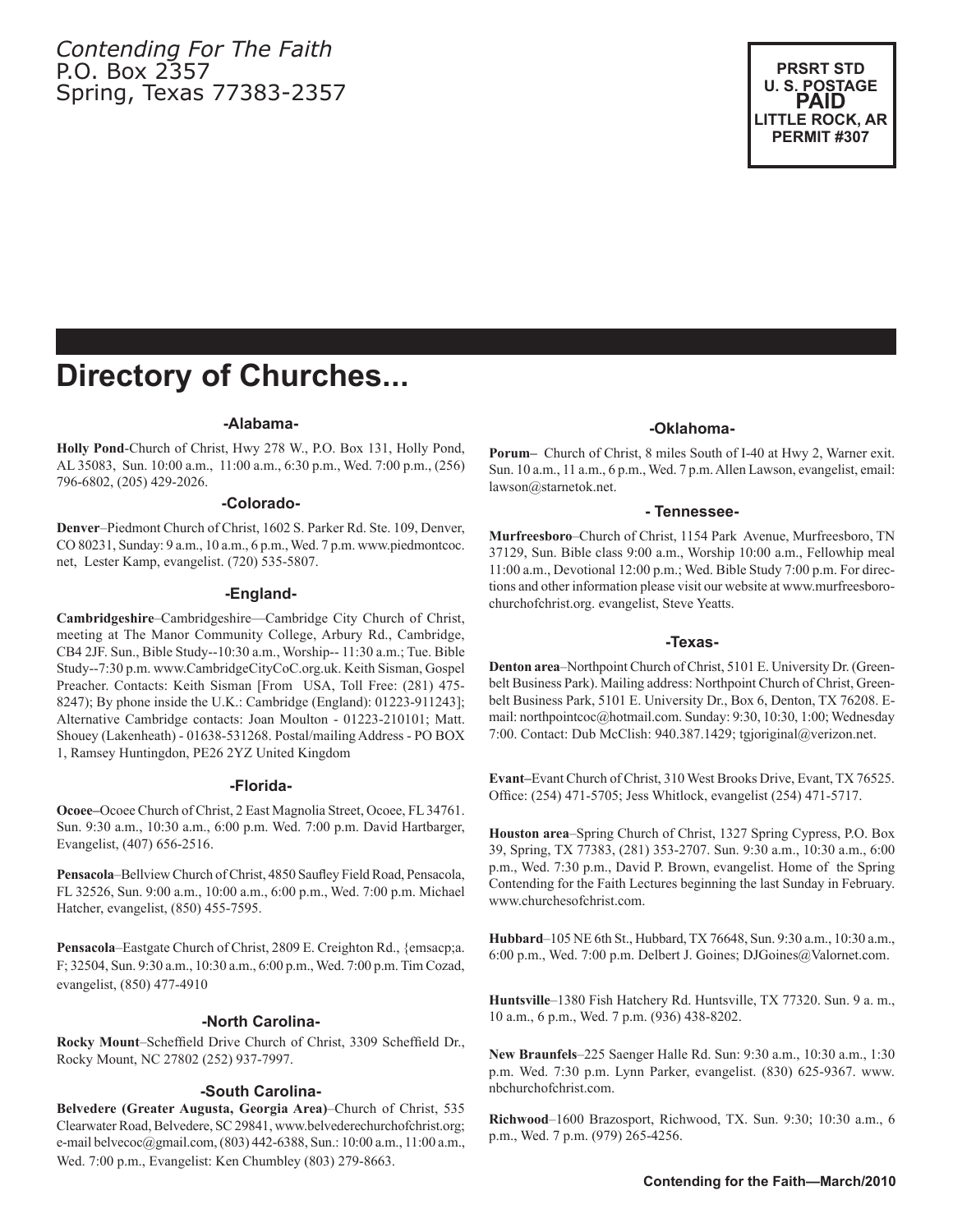*Contending For The Faith*
P.O. Box 2357
Spring, Texas 77383-2357

PRSRT STD
U. S. POSTAGE
**PAID**
LITTLE ROCK, AR
PERMIT #307

# Directory of Churches...

### -Alabama-

**Holly Pond**-Church of Christ, Hwy 278 W., P.O. Box 131, Holly Pond, AL 35083, Sun. 10:00 a.m., 11:00 a.m., 6:30 p.m., Wed. 7:00 p.m., (256) 796-6802, (205) 429-2026.

### -Colorado-

**Denver**–Piedmont Church of Christ, 1602 S. Parker Rd. Ste. 109, Denver, CO 80231, Sunday: 9 a.m., 10 a.m., 6 p.m., Wed. 7 p.m. www.piedmontcoc.net, Lester Kamp, evangelist. (720) 535-5807.

### -England-

**Cambridgeshire**–Cambridgeshire—Cambridge City Church of Christ, meeting at The Manor Community College, Arbury Rd., Cambridge, CB4 2JF. Sun., Bible Study--10:30 a.m., Worship-- 11:30 a.m.; Tue. Bible Study--7:30 p.m. www.CambridgeCityCoC.org.uk. Keith Sisman, Gospel Preacher. Contacts: Keith Sisman [From USA, Toll Free: (281) 475-8247); By phone inside the U.K.: Cambridge (England): 01223-911243]; Alternative Cambridge contacts: Joan Moulton - 01223-210101; Matt. Shouey (Lakenheath) - 01638-531268. Postal/mailing Address - PO BOX 1, Ramsey Huntingdon, PE26 2YZ United Kingdom

### -Florida-

**Ocoee–**Ocoee Church of Christ, 2 East Magnolia Street, Ocoee, FL 34761. Sun. 9:30 a.m., 10:30 a.m., 6:00 p.m. Wed. 7:00 p.m. David Hartbarger, Evangelist, (407) 656-2516.

**Pensacola**–Bellview Church of Christ, 4850 Saufley Field Road, Pensacola, FL 32526, Sun. 9:00 a.m., 10:00 a.m., 6:00 p.m., Wed. 7:00 p.m. Michael Hatcher, evangelist, (850) 455-7595.

**Pensacola**–Eastgate Church of Christ, 2809 E. Creighton Rd., {emsacp;a. F; 32504, Sun. 9:30 a.m., 10:30 a.m., 6:00 p.m., Wed. 7:00 p.m. Tim Cozad, evangelist, (850) 477-4910

### -North Carolina-

**Rocky Mount**–Scheffield Drive Church of Christ, 3309 Scheffield Dr., Rocky Mount, NC 27802 (252) 937-7997.

### -South Carolina-

**Belvedere (Greater Augusta, Georgia Area)**–Church of Christ, 535 Clearwater Road, Belvedere, SC 29841, www.belvederechurchofchrist.org; e-mail belvecoc@gmail.com, (803) 442-6388, Sun.: 10:00 a.m., 11:00 a.m., Wed. 7:00 p.m., Evangelist: Ken Chumbley (803) 279-8663.

### -Oklahoma-

**Porum–** Church of Christ, 8 miles South of I-40 at Hwy 2, Warner exit. Sun. 10 a.m., 11 a.m., 6 p.m., Wed. 7 p.m. Allen Lawson, evangelist, email: lawson@starnetok.net.

### - Tennessee-

**Murfreesboro**–Church of Christ, 1154 Park Avenue, Murfreesboro, TN 37129, Sun. Bible class 9:00 a.m., Worship 10:00 a.m., Fellowhip meal 11:00 a.m., Devotional 12:00 p.m.; Wed. Bible Study 7:00 p.m. For directions and other information please visit our website at www.murfreesborochurchofchrist.org. evangelist, Steve Yeatts.

### -Texas-

**Denton area**–Northpoint Church of Christ, 5101 E. University Dr. (Greenbelt Business Park). Mailing address: Northpoint Church of Christ, Greenbelt Business Park, 5101 E. University Dr., Box 6, Denton, TX 76208. E-mail: northpointcoc@hotmail.com. Sunday: 9:30, 10:30, 1:00; Wednesday 7:00. Contact: Dub McClish: 940.387.1429; tgjoriginal@verizon.net.

**Evant–**Evant Church of Christ, 310 West Brooks Drive, Evant, TX 76525. Office: (254) 471-5705; Jess Whitlock, evangelist (254) 471-5717.

**Houston area**–Spring Church of Christ, 1327 Spring Cypress, P.O. Box 39, Spring, TX 77383, (281) 353-2707. Sun. 9:30 a.m., 10:30 a.m., 6:00 p.m., Wed. 7:30 p.m., David P. Brown, evangelist. Home of the Spring Contending for the Faith Lectures beginning the last Sunday in February. www.churchesofchrist.com.

**Hubbard**–105 NE 6th St., Hubbard, TX 76648, Sun. 9:30 a.m., 10:30 a.m., 6:00 p.m., Wed. 7:00 p.m. Delbert J. Goines; DJGoines@Valornet.com.

**Huntsville**–1380 Fish Hatchery Rd. Huntsville, TX 77320. Sun. 9 a. m., 10 a.m., 6 p.m., Wed. 7 p.m. (936) 438-8202.

**New Braunfels**–225 Saenger Halle Rd. Sun: 9:30 a.m., 10:30 a.m., 1:30 p.m. Wed. 7:30 p.m. Lynn Parker, evangelist. (830) 625-9367. www.nbchurchofchrist.com.

**Richwood**–1600 Brazosport, Richwood, TX. Sun. 9:30; 10:30 a.m., 6 p.m., Wed. 7 p.m. (979) 265-4256.